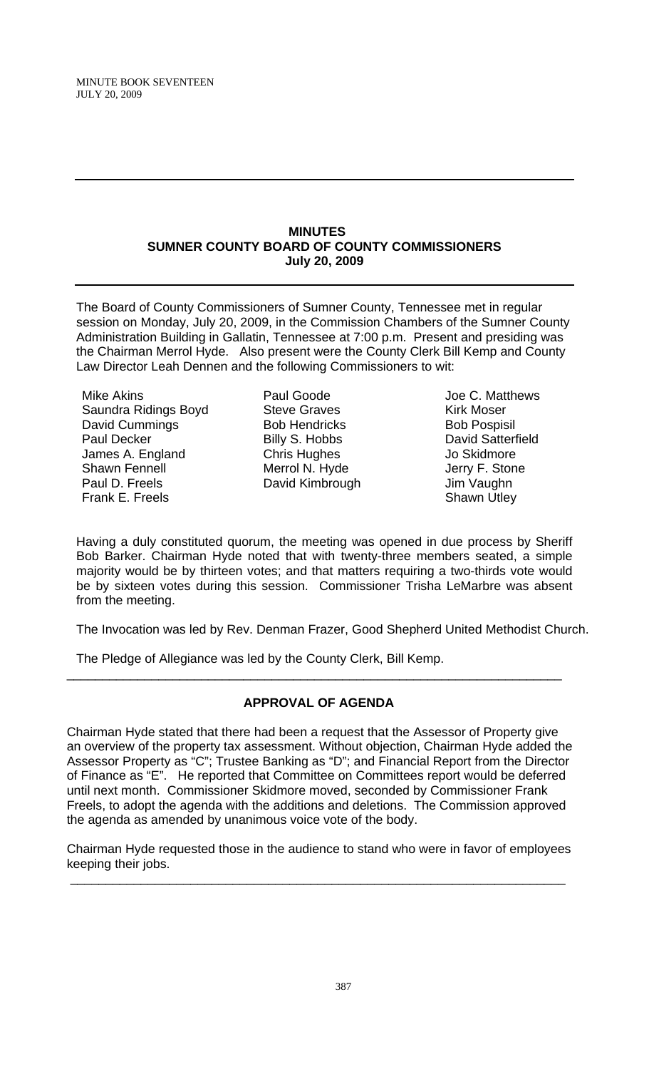# MINUTES
## SUMNER COUNTY BOARD OF COUNTY COMMISSIONERS
### July 20, 2009

The Board of County Commissioners of Sumner County, Tennessee met in regular session on Monday, July 20, 2009, in the Commission Chambers of the Sumner County Administration Building in Gallatin, Tennessee at 7:00 p.m. Present and presiding was the Chairman Merrol Hyde. Also present were the County Clerk Bill Kemp and County Law Director Leah Dennen and the following Commissioners to wit:

| | | |
|---|---|---|
| Mike Akins | Paul Goode | Joe C. Matthews |
| Saundra Ridings Boyd | Steve Graves | Kirk Moser |
| David Cummings | Bob Hendricks | Bob Pospisil |
| Paul Decker | Billy S. Hobbs | David Satterfield |
| James A. England | Chris Hughes | Jo Skidmore |
| Shawn Fennell | Merrol N. Hyde | Jerry F. Stone |
| Paul D. Freels | David Kimbrough | Jim Vaughn |
| Frank E. Freels | | Shawn Utley |

Having a duly constituted quorum, the meeting was opened in due process by Sheriff Bob Barker. Chairman Hyde noted that with twenty-three members seated, a simple majority would be by thirteen votes; and that matters requiring a two-thirds vote would be by sixteen votes during this session. Commissioner Trisha LeMarbre was absent from the meeting.

The Invocation was led by Rev. Denman Frazer, Good Shepherd United Methodist Church.

The Pledge of Allegiance was led by the County Clerk, Bill Kemp.

---

## APPROVAL OF AGENDA

Chairman Hyde stated that there had been a request that the Assessor of Property give an overview of the property tax assessment. Without objection, Chairman Hyde added the Assessor Property as "C"; Trustee Banking as "D"; and Financial Report from the Director of Finance as "E". He reported that Committee on Committees report would be deferred until next month. Commissioner Skidmore moved, seconded by Commissioner Frank Freels, to adopt the agenda with the additions and deletions. The Commission approved the agenda as amended by unanimous voice vote of the body.

Chairman Hyde requested those in the audience to stand who were in favor of employees keeping their jobs.

---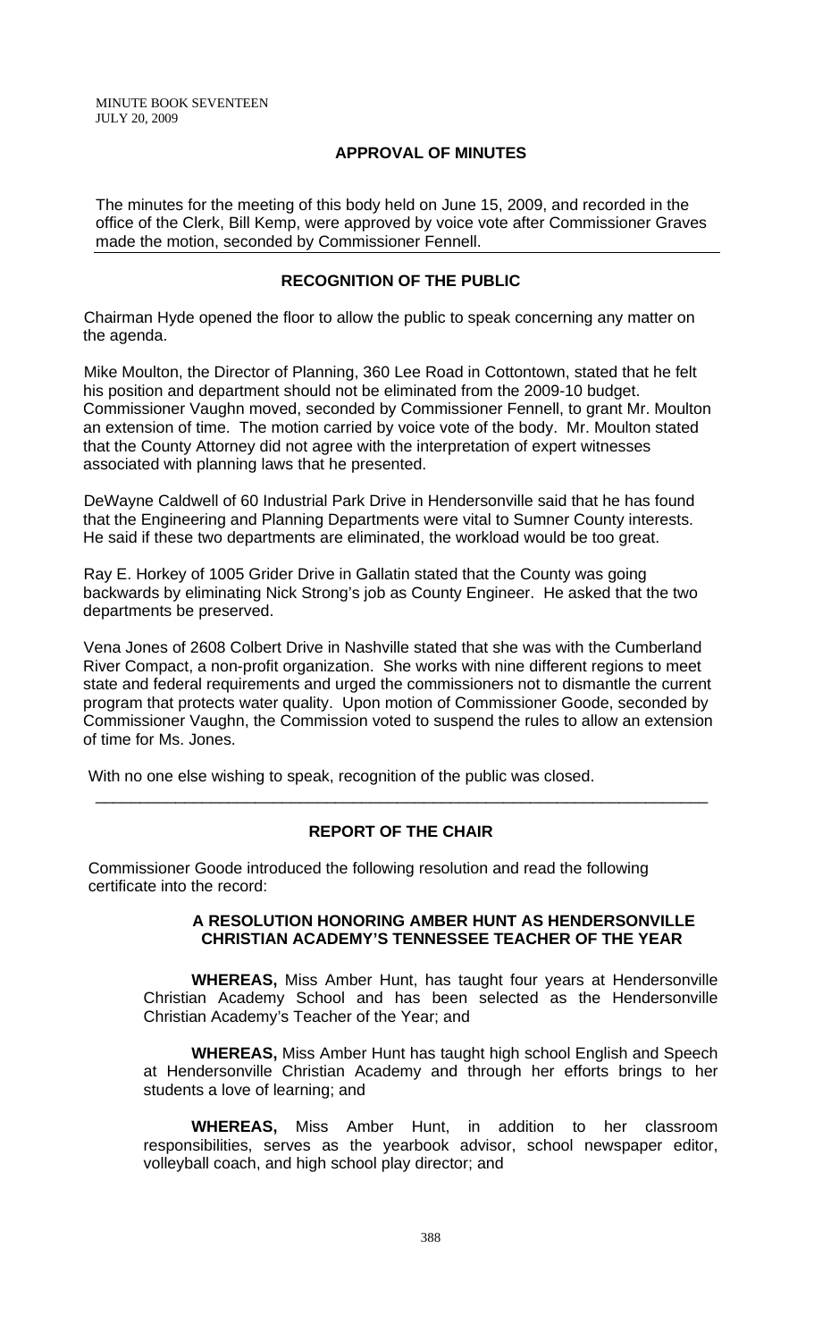## APPROVAL OF MINUTES

The minutes for the meeting of this body held on June 15, 2009, and recorded in the office of the Clerk, Bill Kemp, were approved by voice vote after Commissioner Graves made the motion, seconded by Commissioner Fennell.

## RECOGNITION OF THE PUBLIC

Chairman Hyde opened the floor to allow the public to speak concerning any matter on the agenda.

Mike Moulton, the Director of Planning, 360 Lee Road in Cottontown, stated that he felt his position and department should not be eliminated from the 2009-10 budget. Commissioner Vaughn moved, seconded by Commissioner Fennell, to grant Mr. Moulton an extension of time. The motion carried by voice vote of the body. Mr. Moulton stated that the County Attorney did not agree with the interpretation of expert witnesses associated with planning laws that he presented.

DeWayne Caldwell of 60 Industrial Park Drive in Hendersonville said that he has found that the Engineering and Planning Departments were vital to Sumner County interests. He said if these two departments are eliminated, the workload would be too great.

Ray E. Horkey of 1005 Grider Drive in Gallatin stated that the County was going backwards by eliminating Nick Strong's job as County Engineer. He asked that the two departments be preserved.

Vena Jones of 2608 Colbert Drive in Nashville stated that she was with the Cumberland River Compact, a non-profit organization. She works with nine different regions to meet state and federal requirements and urged the commissioners not to dismantle the current program that protects water quality. Upon motion of Commissioner Goode, seconded by Commissioner Vaughn, the Commission voted to suspend the rules to allow an extension of time for Ms. Jones.

With no one else wishing to speak, recognition of the public was closed.

---

## REPORT OF THE CHAIR

Commissioner Goode introduced the following resolution and read the following certificate into the record:

### A RESOLUTION HONORING AMBER HUNT AS HENDERSONVILLE CHRISTIAN ACADEMY'S TENNESSEE TEACHER OF THE YEAR

**WHEREAS,** Miss Amber Hunt, has taught four years at Hendersonville Christian Academy School and has been selected as the Hendersonville Christian Academy's Teacher of the Year; and

**WHEREAS,** Miss Amber Hunt has taught high school English and Speech at Hendersonville Christian Academy and through her efforts brings to her students a love of learning; and

**WHEREAS,** Miss Amber Hunt, in addition to her classroom responsibilities, serves as the yearbook advisor, school newspaper editor, volleyball coach, and high school play director; and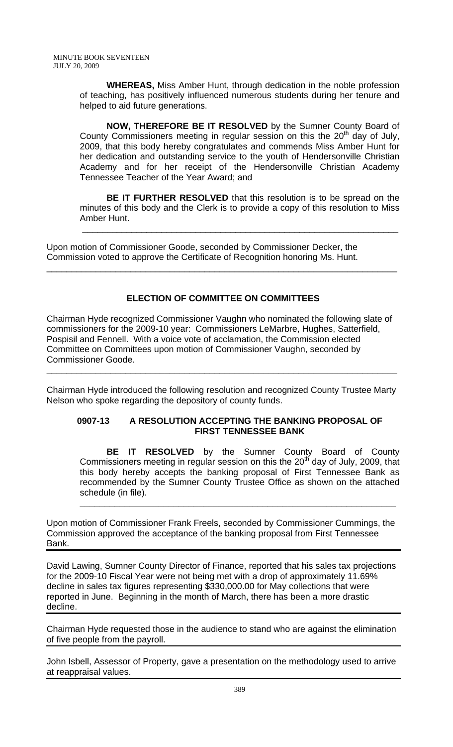**WHEREAS,** Miss Amber Hunt, through dedication in the noble profession of teaching, has positively influenced numerous students during her tenure and helped to aid future generations.

**NOW, THEREFORE BE IT RESOLVED** by the Sumner County Board of County Commissioners meeting in regular session on this the 20th day of July, 2009, that this body hereby congratulates and commends Miss Amber Hunt for her dedication and outstanding service to the youth of Hendersonville Christian Academy and for her receipt of the Hendersonville Christian Academy Tennessee Teacher of the Year Award; and

**BE IT FURTHER RESOLVED** that this resolution is to be spread on the minutes of this body and the Clerk is to provide a copy of this resolution to Miss Amber Hunt.

---

Upon motion of Commissioner Goode, seconded by Commissioner Decker, the Commission voted to approve the Certificate of Recognition honoring Ms. Hunt.

---

## ELECTION OF COMMITTEE ON COMMITTEES

Chairman Hyde recognized Commissioner Vaughn who nominated the following slate of commissioners for the 2009-10 year: Commissioners LeMarbre, Hughes, Satterfield, Pospisil and Fennell. With a voice vote of acclamation, the Commission elected Committee on Committees upon motion of Commissioner Vaughn, seconded by Commissioner Goode.

---

Chairman Hyde introduced the following resolution and recognized County Trustee Marty Nelson who spoke regarding the depository of county funds.

### 0907-13 A RESOLUTION ACCEPTING THE BANKING PROPOSAL OF FIRST TENNESSEE BANK

**BE IT RESOLVED** by the Sumner County Board of County Commissioners meeting in regular session on this the 20th day of July, 2009, that this body hereby accepts the banking proposal of First Tennessee Bank as recommended by the Sumner County Trustee Office as shown on the attached schedule (in file).

---

Upon motion of Commissioner Frank Freels, seconded by Commissioner Cummings, the Commission approved the acceptance of the banking proposal from First Tennessee Bank.

---

David Lawing, Sumner County Director of Finance, reported that his sales tax projections for the 2009-10 Fiscal Year were not being met with a drop of approximately 11.69% decline in sales tax figures representing $330,000.00 for May collections that were reported in June. Beginning in the month of March, there has been a more drastic decline.

---

Chairman Hyde requested those in the audience to stand who are against the elimination of five people from the payroll.

---

John Isbell, Assessor of Property, gave a presentation on the methodology used to arrive at reappraisal values.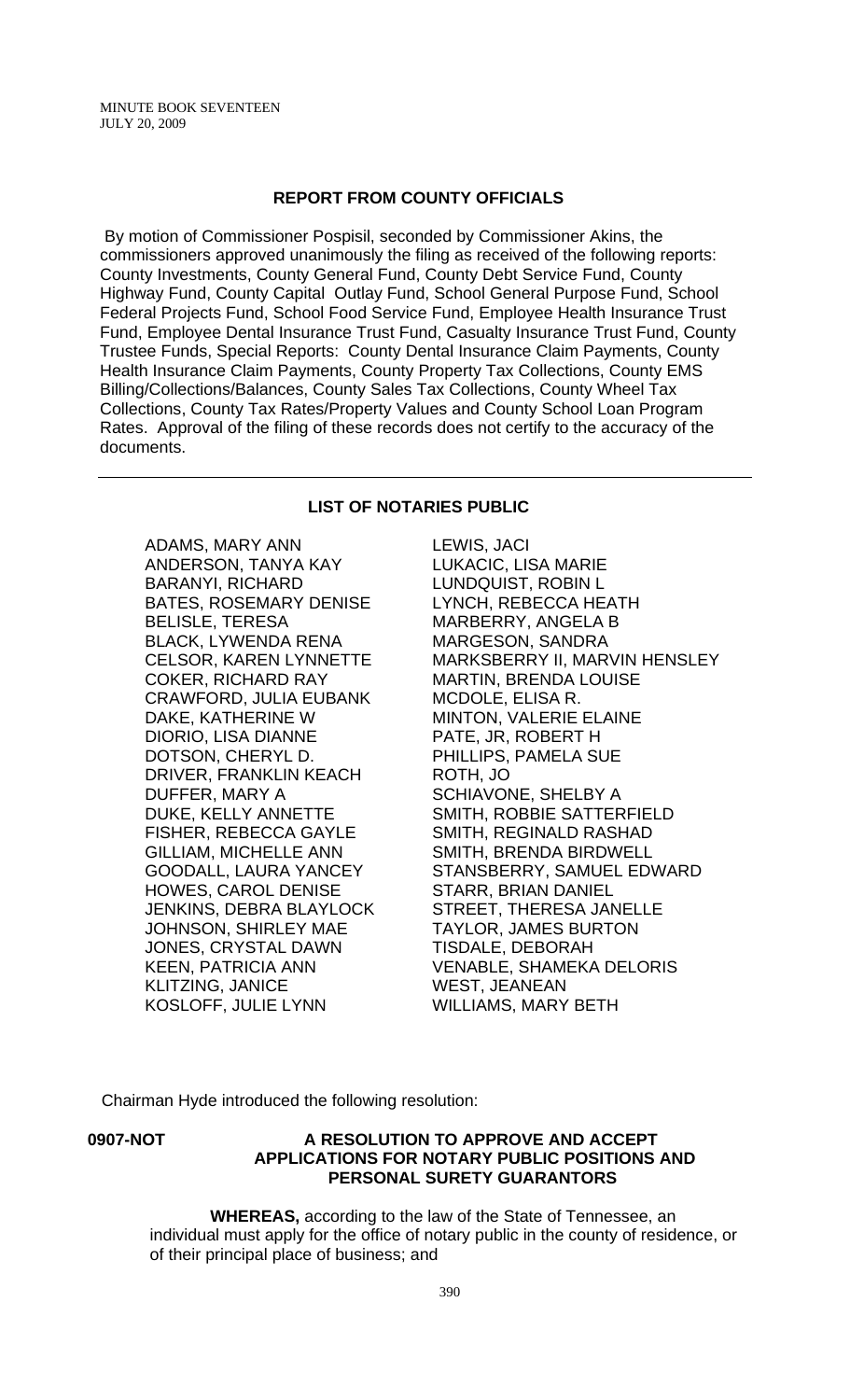**REPORT FROM COUNTY OFFICIALS**

By motion of Commissioner Pospisil, seconded by Commissioner Akins, the commissioners approved unanimously the filing as received of the following reports: County Investments, County General Fund, County Debt Service Fund, County Highway Fund, County Capital Outlay Fund, School General Purpose Fund, School Federal Projects Fund, School Food Service Fund, Employee Health Insurance Trust Fund, Employee Dental Insurance Trust Fund, Casualty Insurance Trust Fund, County Trustee Funds, Special Reports: County Dental Insurance Claim Payments, County Health Insurance Claim Payments, County Property Tax Collections, County EMS Billing/Collections/Balances, County Sales Tax Collections, County Wheel Tax Collections, County Tax Rates/Property Values and County School Loan Program Rates. Approval of the filing of these records does not certify to the accuracy of the documents.

---

**LIST OF NOTARIES PUBLIC**

ADAMS, MARY ANN
ANDERSON, TANYA KAY
BARANYI, RICHARD
BATES, ROSEMARY DENISE
BELISLE, TERESA
BLACK, LYWENDA RENA
CELSOR, KAREN LYNNETTE
COKER, RICHARD RAY
CRAWFORD, JULIA EUBANK
DAKE, KATHERINE W
DIORIO, LISA DIANNE
DOTSON, CHERYL D.
DRIVER, FRANKLIN KEACH
DUFFER, MARY A
DUKE, KELLY ANNETTE
FISHER, REBECCA GAYLE
GILLIAM, MICHELLE ANN
GOODALL, LAURA YANCEY
HOWES, CAROL DENISE
JENKINS, DEBRA BLAYLOCK
JOHNSON, SHIRLEY MAE
JONES, CRYSTAL DAWN
KEEN, PATRICIA ANN
KLITZING, JANICE
KOSLOFF, JULIE LYNN
LEWIS, JACI
LUKACIC, LISA MARIE
LUNDQUIST, ROBIN L
LYNCH, REBECCA HEATH
MARBERRY, ANGELA B
MARGESON, SANDRA
MARKSBERRY II, MARVIN HENSLEY
MARTIN, BRENDA LOUISE
MCDOLE, ELISA R.
MINTON, VALERIE ELAINE
PATE, JR, ROBERT H
PHILLIPS, PAMELA SUE
ROTH, JO
SCHIAVONE, SHELBY A
SMITH, ROBBIE SATTERFIELD
SMITH, REGINALD RASHAD
SMITH, BRENDA BIRDWELL
STANSBERRY, SAMUEL EDWARD
STARR, BRIAN DANIEL
STREET, THERESA JANELLE
TAYLOR, JAMES BURTON
TISDALE, DEBORAH
VENABLE, SHAMEKA DELORIS
WEST, JEANEAN
WILLIAMS, MARY BETH

Chairman Hyde introduced the following resolution:

**0907-NOT** **A RESOLUTION TO APPROVE AND ACCEPT APPLICATIONS FOR NOTARY PUBLIC POSITIONS AND PERSONAL SURETY GUARANTORS**

**WHEREAS,** according to the law of the State of Tennessee, an individual must apply for the office of notary public in the county of residence, or of their principal place of business; and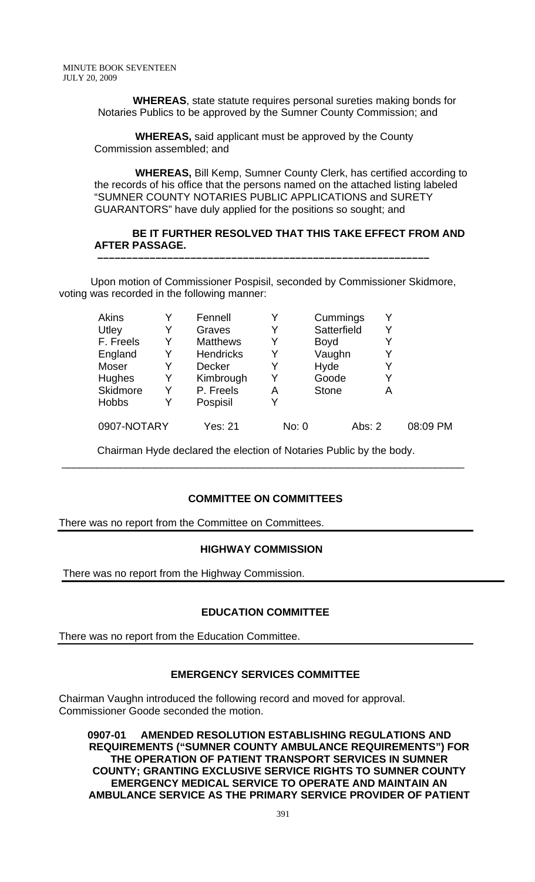**WHEREAS**, state statute requires personal sureties making bonds for Notaries Publics to be approved by the Sumner County Commission; and

**WHEREAS,** said applicant must be approved by the County Commission assembled; and

**WHEREAS,** Bill Kemp, Sumner County Clerk, has certified according to the records of his office that the persons named on the attached listing labeled "SUMNER COUNTY NOTARIES PUBLIC APPLICATIONS and SURETY GUARANTORS" have duly applied for the positions so sought; and

**BE IT FURTHER RESOLVED THAT THIS TAKE EFFECT FROM AND AFTER PASSAGE.**

**–––––––––––––––––––––––––––––––––––––––––––––––––––––––––**

Upon motion of Commissioner Pospisil, seconded by Commissioner Skidmore, voting was recorded in the following manner:

| | | | | | |
|---|---|---|---|---|---|
| Akins | Y | Fennell | Y | Cummings | Y |
| Utley | Y | Graves | Y | Satterfield | Y |
| F. Freels | Y | Matthews | Y | Boyd | Y |
| England | Y | Hendricks | Y | Vaughn | Y |
| Moser | Y | Decker | Y | Hyde | Y |
| Hughes | Y | Kimbrough | Y | Goode | Y |
| Skidmore | Y | P. Freels | A | Stone | A |
| Hobbs | Y | Pospisil | Y | | |

0907-NOTARY Yes: 21 No: 0 Abs: 2 08:09 PM

Chairman Hyde declared the election of Notaries Public by the body.

---

## COMMITTEE ON COMMITTEES

There was no report from the Committee on Committees.

## HIGHWAY COMMISSION

There was no report from the Highway Commission.

## EDUCATION COMMITTEE

There was no report from the Education Committee.

## EMERGENCY SERVICES COMMITTEE

Chairman Vaughn introduced the following record and moved for approval. Commissioner Goode seconded the motion.

**0907-01 AMENDED RESOLUTION ESTABLISHING REGULATIONS AND REQUIREMENTS ("SUMNER COUNTY AMBULANCE REQUIREMENTS") FOR THE OPERATION OF PATIENT TRANSPORT SERVICES IN SUMNER COUNTY; GRANTING EXCLUSIVE SERVICE RIGHTS TO SUMNER COUNTY EMERGENCY MEDICAL SERVICE TO OPERATE AND MAINTAIN AN AMBULANCE SERVICE AS THE PRIMARY SERVICE PROVIDER OF PATIENT**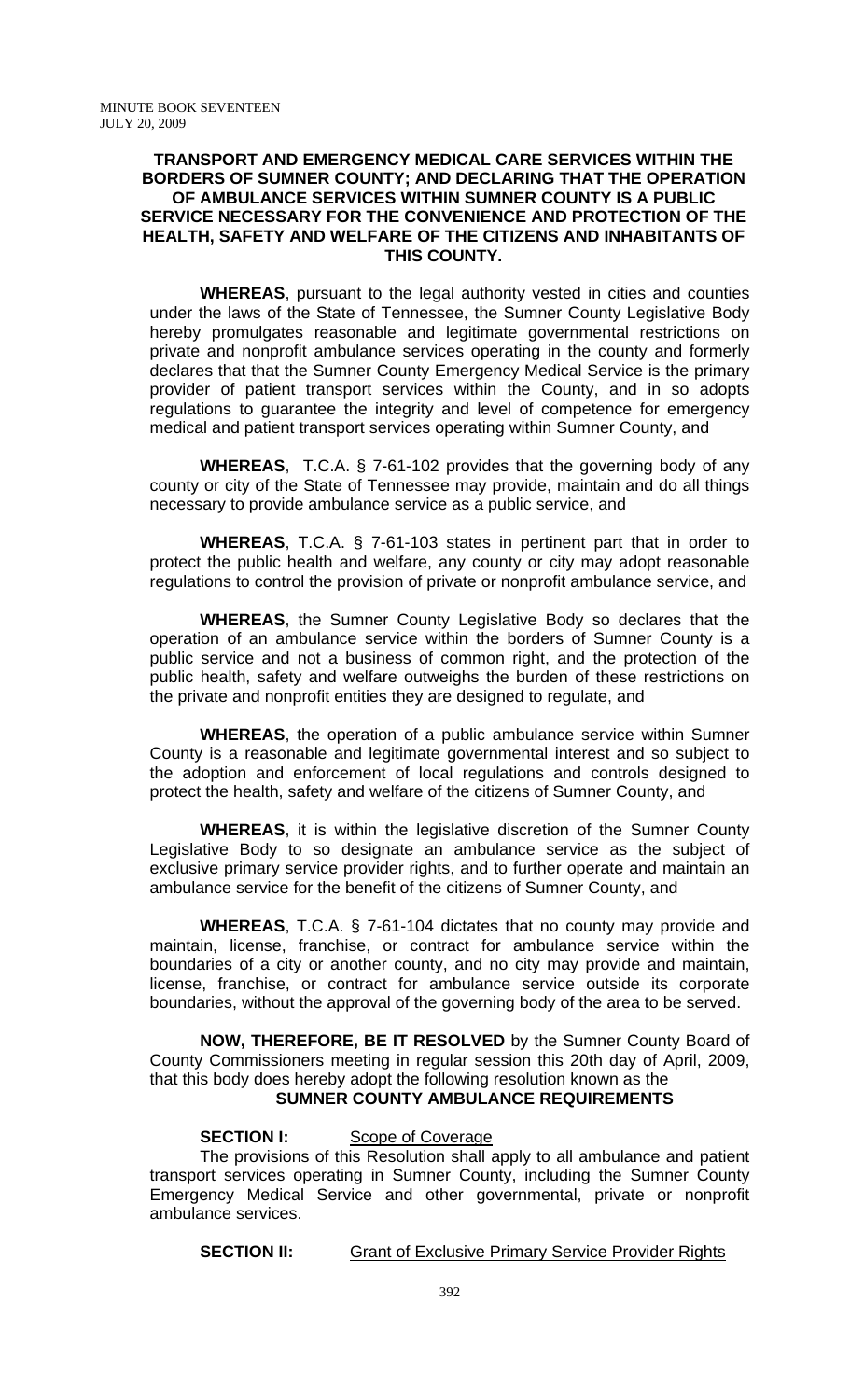**TRANSPORT AND EMERGENCY MEDICAL CARE SERVICES WITHIN THE BORDERS OF SUMNER COUNTY; AND DECLARING THAT THE OPERATION OF AMBULANCE SERVICES WITHIN SUMNER COUNTY IS A PUBLIC SERVICE NECESSARY FOR THE CONVENIENCE AND PROTECTION OF THE HEALTH, SAFETY AND WELFARE OF THE CITIZENS AND INHABITANTS OF THIS COUNTY.**

**WHEREAS**, pursuant to the legal authority vested in cities and counties under the laws of the State of Tennessee, the Sumner County Legislative Body hereby promulgates reasonable and legitimate governmental restrictions on private and nonprofit ambulance services operating in the county and formerly declares that that the Sumner County Emergency Medical Service is the primary provider of patient transport services within the County, and in so adopts regulations to guarantee the integrity and level of competence for emergency medical and patient transport services operating within Sumner County, and

**WHEREAS**, T.C.A. § 7-61-102 provides that the governing body of any county or city of the State of Tennessee may provide, maintain and do all things necessary to provide ambulance service as a public service, and

**WHEREAS**, T.C.A. § 7-61-103 states in pertinent part that in order to protect the public health and welfare, any county or city may adopt reasonable regulations to control the provision of private or nonprofit ambulance service, and

**WHEREAS**, the Sumner County Legislative Body so declares that the operation of an ambulance service within the borders of Sumner County is a public service and not a business of common right, and the protection of the public health, safety and welfare outweighs the burden of these restrictions on the private and nonprofit entities they are designed to regulate, and

**WHEREAS**, the operation of a public ambulance service within Sumner County is a reasonable and legitimate governmental interest and so subject to the adoption and enforcement of local regulations and controls designed to protect the health, safety and welfare of the citizens of Sumner County, and

**WHEREAS**, it is within the legislative discretion of the Sumner County Legislative Body to so designate an ambulance service as the subject of exclusive primary service provider rights, and to further operate and maintain an ambulance service for the benefit of the citizens of Sumner County, and

**WHEREAS**, T.C.A. § 7-61-104 dictates that no county may provide and maintain, license, franchise, or contract for ambulance service within the boundaries of a city or another county, and no city may provide and maintain, license, franchise, or contract for ambulance service outside its corporate boundaries, without the approval of the governing body of the area to be served.

**NOW, THEREFORE, BE IT RESOLVED** by the Sumner County Board of County Commissioners meeting in regular session this 20th day of April, 2009, that this body does hereby adopt the following resolution known as the

**SUMNER COUNTY AMBULANCE REQUIREMENTS**

**SECTION I:** Scope of Coverage

The provisions of this Resolution shall apply to all ambulance and patient transport services operating in Sumner County, including the Sumner County Emergency Medical Service and other governmental, private or nonprofit ambulance services.

**SECTION II:** Grant of Exclusive Primary Service Provider Rights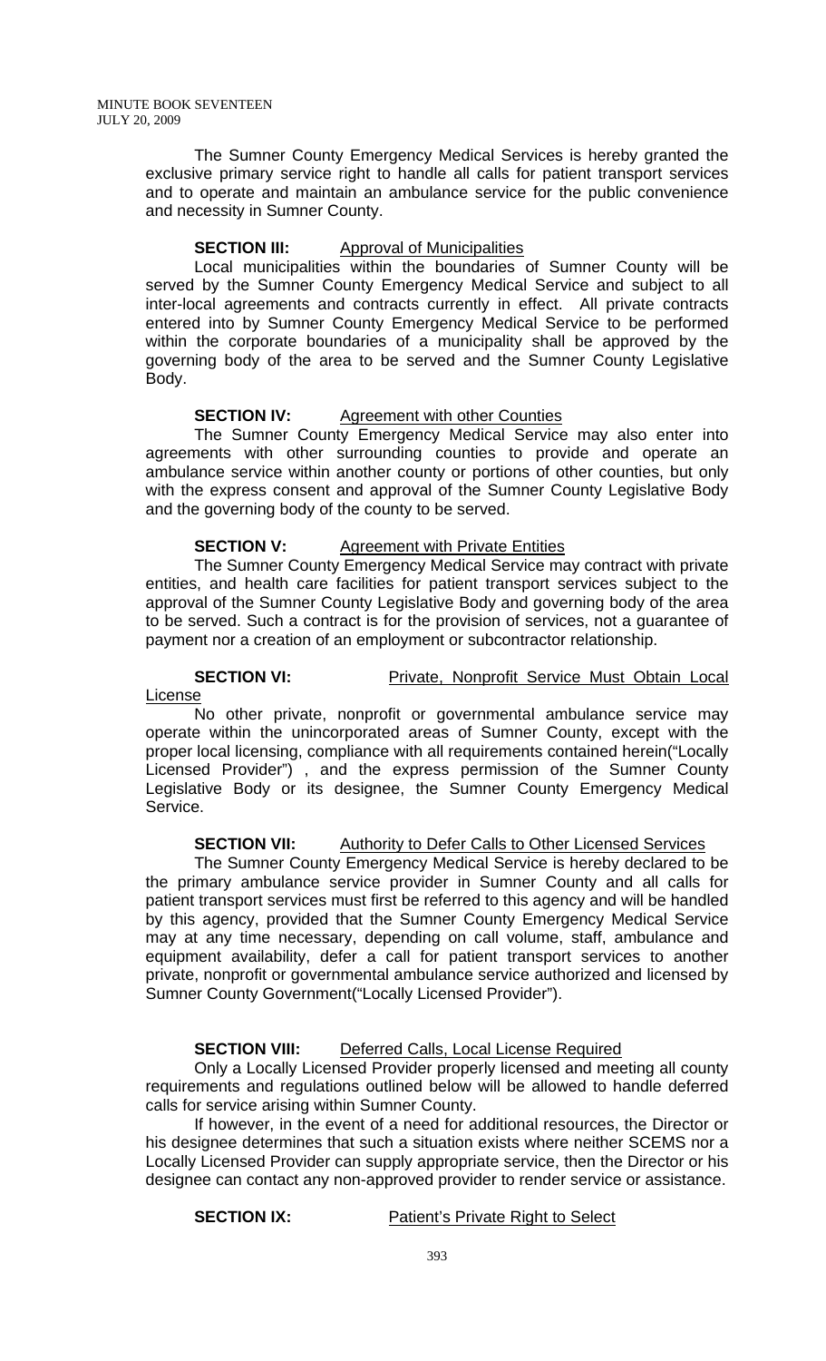The Sumner County Emergency Medical Services is hereby granted the exclusive primary service right to handle all calls for patient transport services and to operate and maintain an ambulance service for the public convenience and necessity in Sumner County.

**SECTION III:** Approval of Municipalities

Local municipalities within the boundaries of Sumner County will be served by the Sumner County Emergency Medical Service and subject to all inter-local agreements and contracts currently in effect. All private contracts entered into by Sumner County Emergency Medical Service to be performed within the corporate boundaries of a municipality shall be approved by the governing body of the area to be served and the Sumner County Legislative Body.

**SECTION IV:** Agreement with other Counties

The Sumner County Emergency Medical Service may also enter into agreements with other surrounding counties to provide and operate an ambulance service within another county or portions of other counties, but only with the express consent and approval of the Sumner County Legislative Body and the governing body of the county to be served.

**SECTION V:** Agreement with Private Entities

The Sumner County Emergency Medical Service may contract with private entities, and health care facilities for patient transport services subject to the approval of the Sumner County Legislative Body and governing body of the area to be served. Such a contract is for the provision of services, not a guarantee of payment nor a creation of an employment or subcontractor relationship.

**SECTION VI:** Private, Nonprofit Service Must Obtain Local License

No other private, nonprofit or governmental ambulance service may operate within the unincorporated areas of Sumner County, except with the proper local licensing, compliance with all requirements contained herein("Locally Licensed Provider") , and the express permission of the Sumner County Legislative Body or its designee, the Sumner County Emergency Medical Service.

**SECTION VII:** Authority to Defer Calls to Other Licensed Services

The Sumner County Emergency Medical Service is hereby declared to be the primary ambulance service provider in Sumner County and all calls for patient transport services must first be referred to this agency and will be handled by this agency, provided that the Sumner County Emergency Medical Service may at any time necessary, depending on call volume, staff, ambulance and equipment availability, defer a call for patient transport services to another private, nonprofit or governmental ambulance service authorized and licensed by Sumner County Government("Locally Licensed Provider").

**SECTION VIII:** Deferred Calls, Local License Required

Only a Locally Licensed Provider properly licensed and meeting all county requirements and regulations outlined below will be allowed to handle deferred calls for service arising within Sumner County.

If however, in the event of a need for additional resources, the Director or his designee determines that such a situation exists where neither SCEMS nor a Locally Licensed Provider can supply appropriate service, then the Director or his designee can contact any non-approved provider to render service or assistance.

**SECTION IX:** Patient's Private Right to Select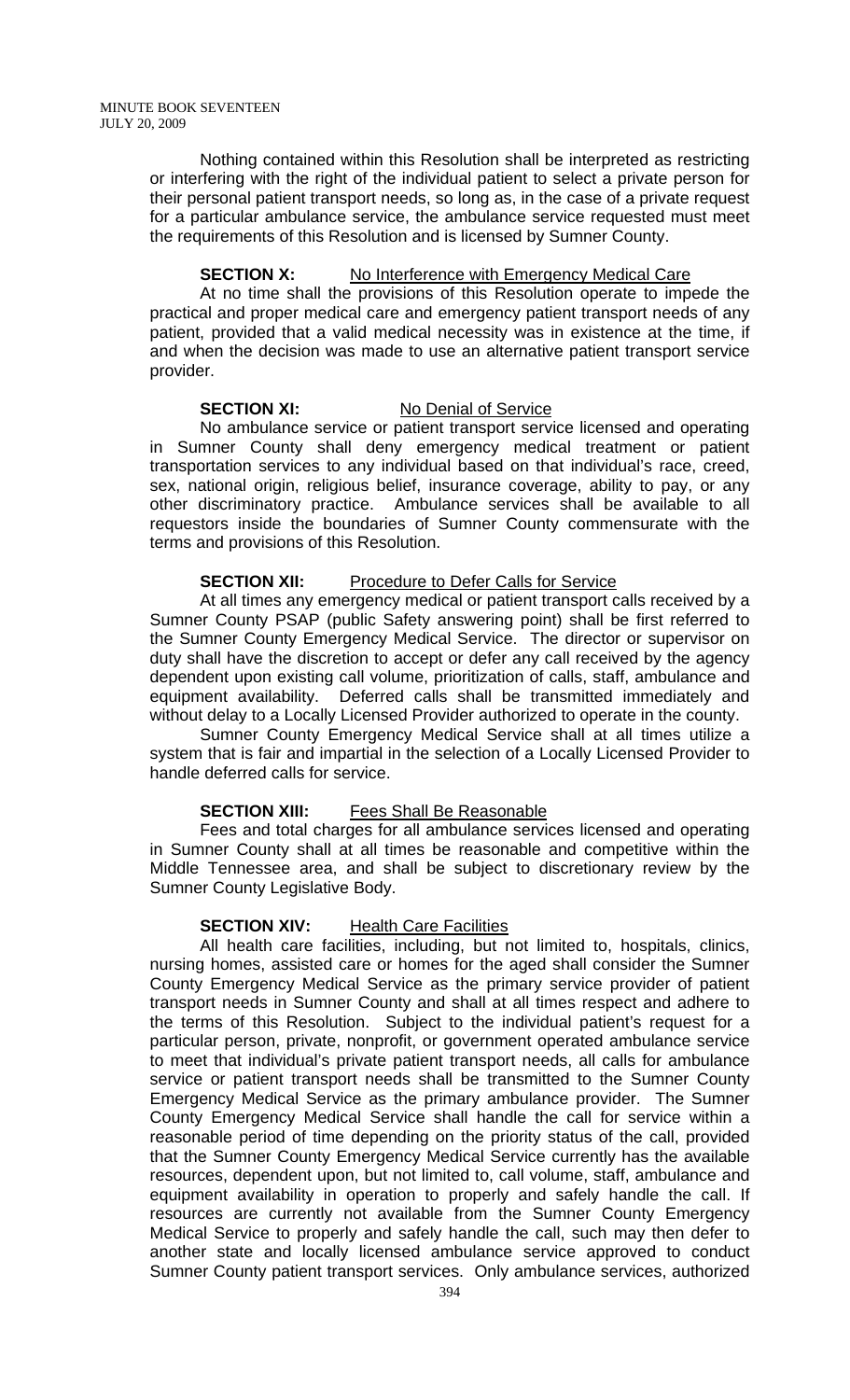Nothing contained within this Resolution shall be interpreted as restricting or interfering with the right of the individual patient to select a private person for their personal patient transport needs, so long as, in the case of a private request for a particular ambulance service, the ambulance service requested must meet the requirements of this Resolution and is licensed by Sumner County.

**SECTION X:** No Interference with Emergency Medical Care

At no time shall the provisions of this Resolution operate to impede the practical and proper medical care and emergency patient transport needs of any patient, provided that a valid medical necessity was in existence at the time, if and when the decision was made to use an alternative patient transport service provider.

**SECTION XI:** No Denial of Service

No ambulance service or patient transport service licensed and operating in Sumner County shall deny emergency medical treatment or patient transportation services to any individual based on that individual's race, creed, sex, national origin, religious belief, insurance coverage, ability to pay, or any other discriminatory practice. Ambulance services shall be available to all requestors inside the boundaries of Sumner County commensurate with the terms and provisions of this Resolution.

**SECTION XII:** Procedure to Defer Calls for Service

At all times any emergency medical or patient transport calls received by a Sumner County PSAP (public Safety answering point) shall be first referred to the Sumner County Emergency Medical Service. The director or supervisor on duty shall have the discretion to accept or defer any call received by the agency dependent upon existing call volume, prioritization of calls, staff, ambulance and equipment availability. Deferred calls shall be transmitted immediately and without delay to a Locally Licensed Provider authorized to operate in the county.

Sumner County Emergency Medical Service shall at all times utilize a system that is fair and impartial in the selection of a Locally Licensed Provider to handle deferred calls for service.

**SECTION XIII:** Fees Shall Be Reasonable

Fees and total charges for all ambulance services licensed and operating in Sumner County shall at all times be reasonable and competitive within the Middle Tennessee area, and shall be subject to discretionary review by the Sumner County Legislative Body.

**SECTION XIV:** Health Care Facilities

All health care facilities, including, but not limited to, hospitals, clinics, nursing homes, assisted care or homes for the aged shall consider the Sumner County Emergency Medical Service as the primary service provider of patient transport needs in Sumner County and shall at all times respect and adhere to the terms of this Resolution. Subject to the individual patient's request for a particular person, private, nonprofit, or government operated ambulance service to meet that individual's private patient transport needs, all calls for ambulance service or patient transport needs shall be transmitted to the Sumner County Emergency Medical Service as the primary ambulance provider. The Sumner County Emergency Medical Service shall handle the call for service within a reasonable period of time depending on the priority status of the call, provided that the Sumner County Emergency Medical Service currently has the available resources, dependent upon, but not limited to, call volume, staff, ambulance and equipment availability in operation to properly and safely handle the call. If resources are currently not available from the Sumner County Emergency Medical Service to properly and safely handle the call, such may then defer to another state and locally licensed ambulance service approved to conduct Sumner County patient transport services. Only ambulance services, authorized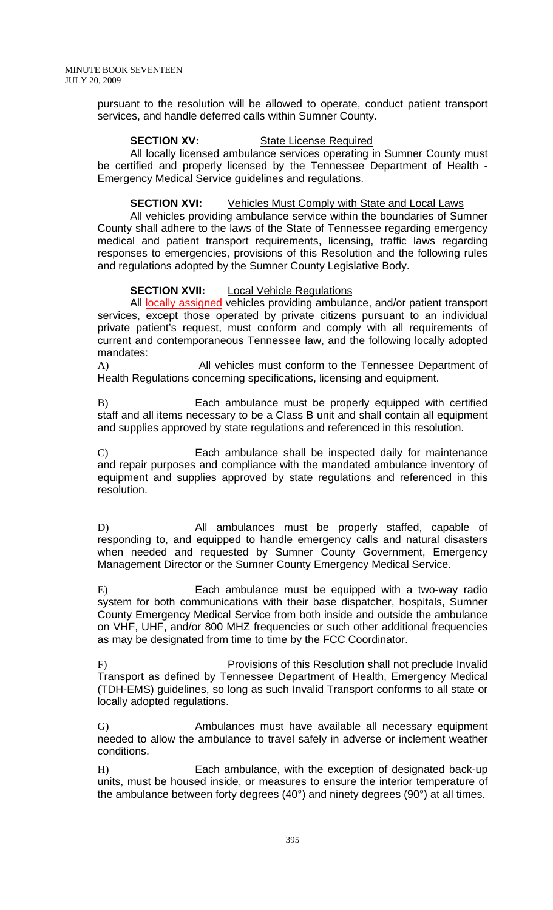pursuant to the resolution will be allowed to operate, conduct patient transport services, and handle deferred calls within Sumner County.

**SECTION XV:** State License Required

All locally licensed ambulance services operating in Sumner County must be certified and properly licensed by the Tennessee Department of Health - Emergency Medical Service guidelines and regulations.

**SECTION XVI:** Vehicles Must Comply with State and Local Laws

All vehicles providing ambulance service within the boundaries of Sumner County shall adhere to the laws of the State of Tennessee regarding emergency medical and patient transport requirements, licensing, traffic laws regarding responses to emergencies, provisions of this Resolution and the following rules and regulations adopted by the Sumner County Legislative Body.

**SECTION XVII:** Local Vehicle Regulations

All locally assigned vehicles providing ambulance, and/or patient transport services, except those operated by private citizens pursuant to an individual private patient's request, must conform and comply with all requirements of current and contemporaneous Tennessee law, and the following locally adopted mandates:

A) All vehicles must conform to the Tennessee Department of Health Regulations concerning specifications, licensing and equipment.

B) Each ambulance must be properly equipped with certified staff and all items necessary to be a Class B unit and shall contain all equipment and supplies approved by state regulations and referenced in this resolution.

C) Each ambulance shall be inspected daily for maintenance and repair purposes and compliance with the mandated ambulance inventory of equipment and supplies approved by state regulations and referenced in this resolution.

D) All ambulances must be properly staffed, capable of responding to, and equipped to handle emergency calls and natural disasters when needed and requested by Sumner County Government, Emergency Management Director or the Sumner County Emergency Medical Service.

E) Each ambulance must be equipped with a two-way radio system for both communications with their base dispatcher, hospitals, Sumner County Emergency Medical Service from both inside and outside the ambulance on VHF, UHF, and/or 800 MHZ frequencies or such other additional frequencies as may be designated from time to time by the FCC Coordinator.

F) Provisions of this Resolution shall not preclude Invalid Transport as defined by Tennessee Department of Health, Emergency Medical (TDH-EMS) guidelines, so long as such Invalid Transport conforms to all state or locally adopted regulations.

G) Ambulances must have available all necessary equipment needed to allow the ambulance to travel safely in adverse or inclement weather conditions.

H) Each ambulance, with the exception of designated back-up units, must be housed inside, or measures to ensure the interior temperature of the ambulance between forty degrees (40°) and ninety degrees (90°) at all times.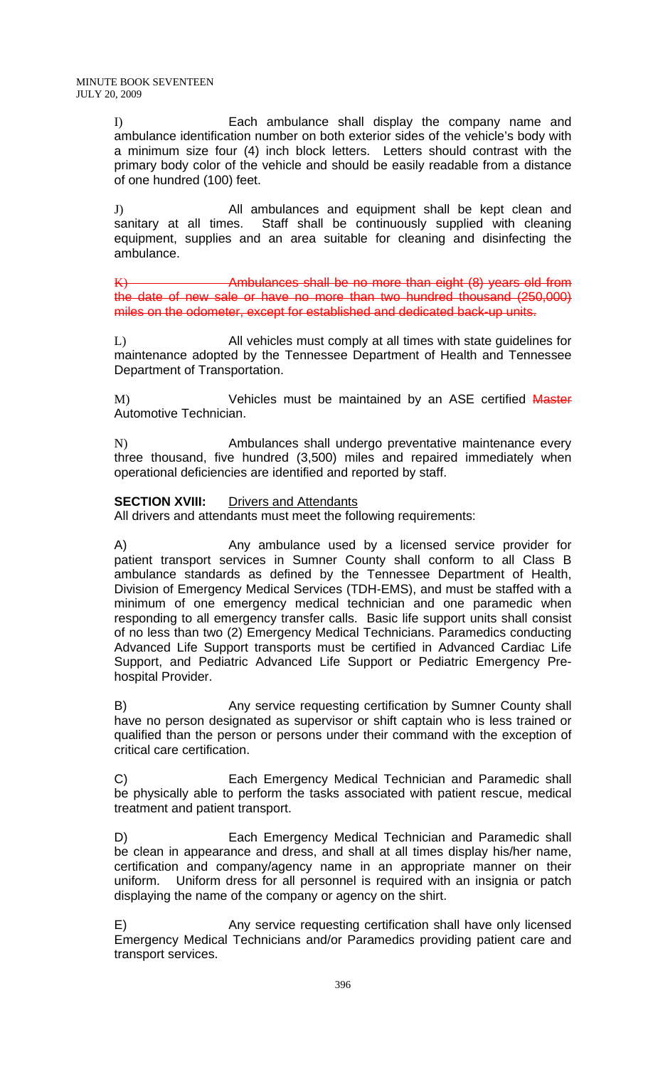I) Each ambulance shall display the company name and ambulance identification number on both exterior sides of the vehicle's body with a minimum size four (4) inch block letters. Letters should contrast with the primary body color of the vehicle and should be easily readable from a distance of one hundred (100) feet.

J) All ambulances and equipment shall be kept clean and sanitary at all times. Staff shall be continuously supplied with cleaning equipment, supplies and an area suitable for cleaning and disinfecting the ambulance.

~~K) Ambulances shall be no more than eight (8) years old from the date of new sale or have no more than two hundred thousand (250,000) miles on the odometer, except for established and dedicated back-up units.~~

L) All vehicles must comply at all times with state guidelines for maintenance adopted by the Tennessee Department of Health and Tennessee Department of Transportation.

M) Vehicles must be maintained by an ASE certified ~~Master~~ Automotive Technician.

N) Ambulances shall undergo preventative maintenance every three thousand, five hundred (3,500) miles and repaired immediately when operational deficiencies are identified and reported by staff.

**SECTION XVIII:** Drivers and Attendants

All drivers and attendants must meet the following requirements:

A) Any ambulance used by a licensed service provider for patient transport services in Sumner County shall conform to all Class B ambulance standards as defined by the Tennessee Department of Health, Division of Emergency Medical Services (TDH-EMS), and must be staffed with a minimum of one emergency medical technician and one paramedic when responding to all emergency transfer calls. Basic life support units shall consist of no less than two (2) Emergency Medical Technicians. Paramedics conducting Advanced Life Support transports must be certified in Advanced Cardiac Life Support, and Pediatric Advanced Life Support or Pediatric Emergency Pre-hospital Provider.

B) Any service requesting certification by Sumner County shall have no person designated as supervisor or shift captain who is less trained or qualified than the person or persons under their command with the exception of critical care certification.

C) Each Emergency Medical Technician and Paramedic shall be physically able to perform the tasks associated with patient rescue, medical treatment and patient transport.

D) Each Emergency Medical Technician and Paramedic shall be clean in appearance and dress, and shall at all times display his/her name, certification and company/agency name in an appropriate manner on their uniform. Uniform dress for all personnel is required with an insignia or patch displaying the name of the company or agency on the shirt.

E) Any service requesting certification shall have only licensed Emergency Medical Technicians and/or Paramedics providing patient care and transport services.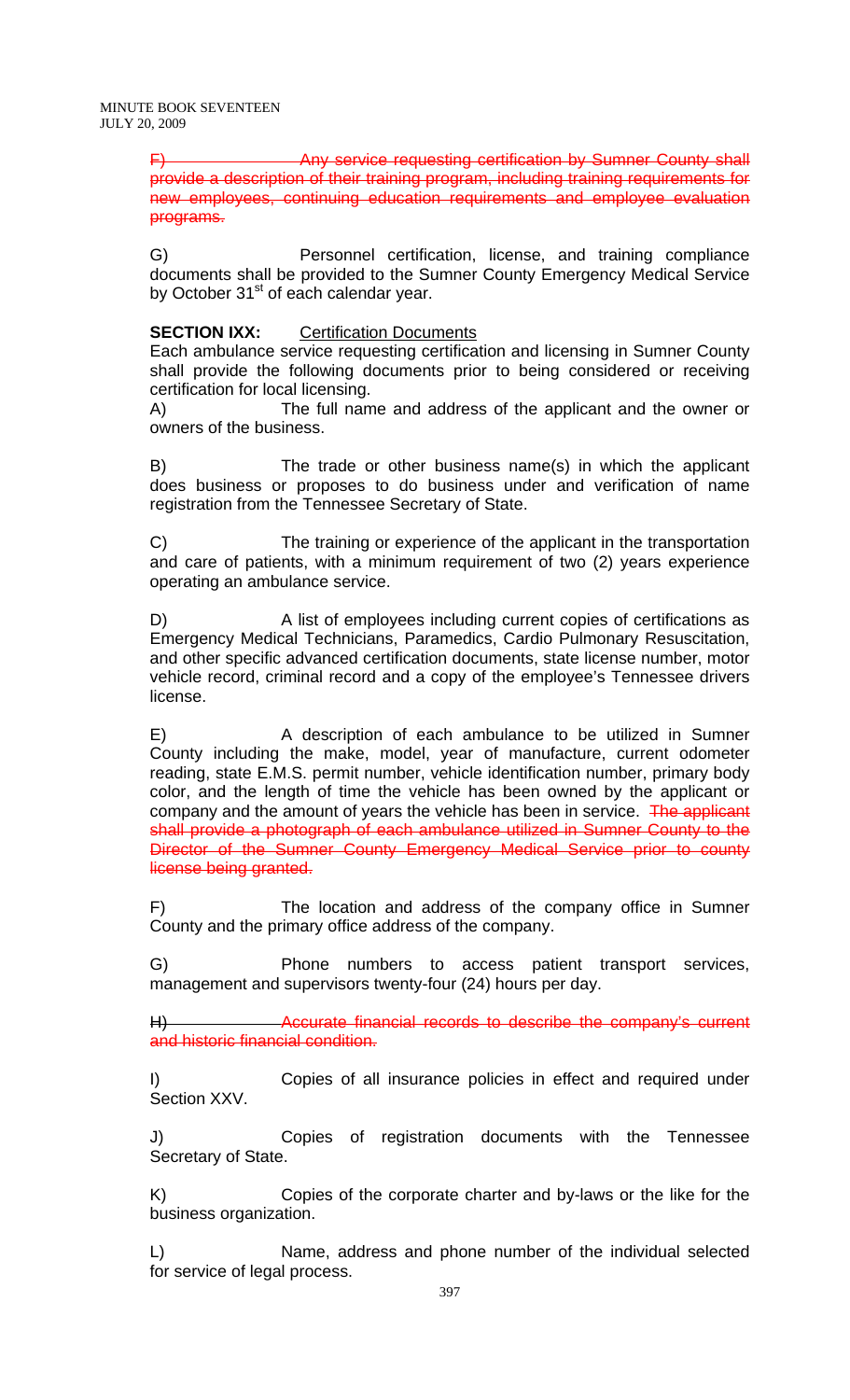~~F) Any service requesting certification by Sumner County shall provide a description of their training program, including training requirements for new employees, continuing education requirements and employee evaluation programs.~~

G) Personnel certification, license, and training compliance documents shall be provided to the Sumner County Emergency Medical Service by October 31st of each calendar year.

**SECTION IXX:** <u>Certification Documents</u>

Each ambulance service requesting certification and licensing in Sumner County shall provide the following documents prior to being considered or receiving certification for local licensing.

A) The full name and address of the applicant and the owner or owners of the business.

B) The trade or other business name(s) in which the applicant does business or proposes to do business under and verification of name registration from the Tennessee Secretary of State.

C) The training or experience of the applicant in the transportation and care of patients, with a minimum requirement of two (2) years experience operating an ambulance service.

D) A list of employees including current copies of certifications as Emergency Medical Technicians, Paramedics, Cardio Pulmonary Resuscitation, and other specific advanced certification documents, state license number, motor vehicle record, criminal record and a copy of the employee's Tennessee drivers license.

E) A description of each ambulance to be utilized in Sumner County including the make, model, year of manufacture, current odometer reading, state E.M.S. permit number, vehicle identification number, primary body color, and the length of time the vehicle has been owned by the applicant or company and the amount of years the vehicle has been in service. ~~The applicant shall provide a photograph of each ambulance utilized in Sumner County to the Director of the Sumner County Emergency Medical Service prior to county license being granted.~~

F) The location and address of the company office in Sumner County and the primary office address of the company.

G) Phone numbers to access patient transport services, management and supervisors twenty-four (24) hours per day.

~~H) Accurate financial records to describe the company's current and historic financial condition.~~

I) Copies of all insurance policies in effect and required under Section XXV.

J) Copies of registration documents with the Tennessee Secretary of State.

K) Copies of the corporate charter and by-laws or the like for the business organization.

L) Name, address and phone number of the individual selected for service of legal process.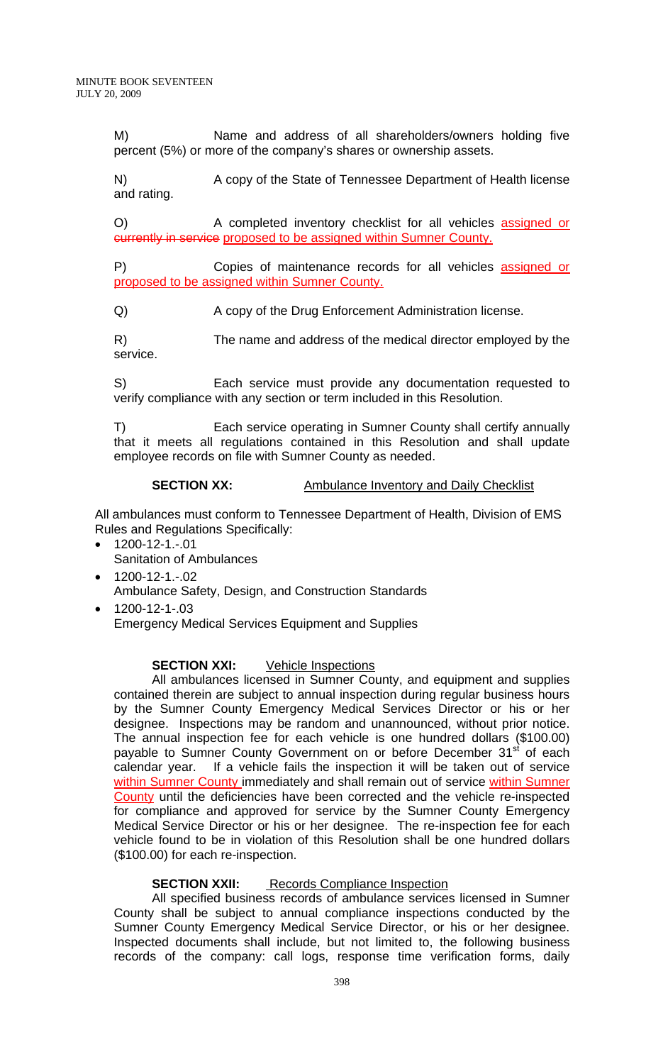M) Name and address of all shareholders/owners holding five percent (5%) or more of the company's shares or ownership assets.

N) A copy of the State of Tennessee Department of Health license and rating.

O) A completed inventory checklist for all vehicles assigned or ~~currently in service~~ proposed to be assigned within Sumner County.

P) Copies of maintenance records for all vehicles assigned or proposed to be assigned within Sumner County.

Q) A copy of the Drug Enforcement Administration license.

R) The name and address of the medical director employed by the service.

S) Each service must provide any documentation requested to verify compliance with any section or term included in this Resolution.

T) Each service operating in Sumner County shall certify annually that it meets all regulations contained in this Resolution and shall update employee records on file with Sumner County as needed.

**SECTION XX:** Ambulance Inventory and Daily Checklist

All ambulances must conform to Tennessee Department of Health, Division of EMS Rules and Regulations Specifically:

- 1200-12-1.-.01
  Sanitation of Ambulances
- 1200-12-1.-.02
  Ambulance Safety, Design, and Construction Standards
- 1200-12-1-.03
  Emergency Medical Services Equipment and Supplies

**SECTION XXI:** Vehicle Inspections

All ambulances licensed in Sumner County, and equipment and supplies contained therein are subject to annual inspection during regular business hours by the Sumner County Emergency Medical Services Director or his or her designee. Inspections may be random and unannounced, without prior notice. The annual inspection fee for each vehicle is one hundred dollars ($100.00) payable to Sumner County Government on or before December 31st of each calendar year. If a vehicle fails the inspection it will be taken out of service within Sumner County immediately and shall remain out of service within Sumner County until the deficiencies have been corrected and the vehicle re-inspected for compliance and approved for service by the Sumner County Emergency Medical Service Director or his or her designee. The re-inspection fee for each vehicle found to be in violation of this Resolution shall be one hundred dollars ($100.00) for each re-inspection.

**SECTION XXII:** Records Compliance Inspection

All specified business records of ambulance services licensed in Sumner County shall be subject to annual compliance inspections conducted by the Sumner County Emergency Medical Service Director, or his or her designee. Inspected documents shall include, but not limited to, the following business records of the company: call logs, response time verification forms, daily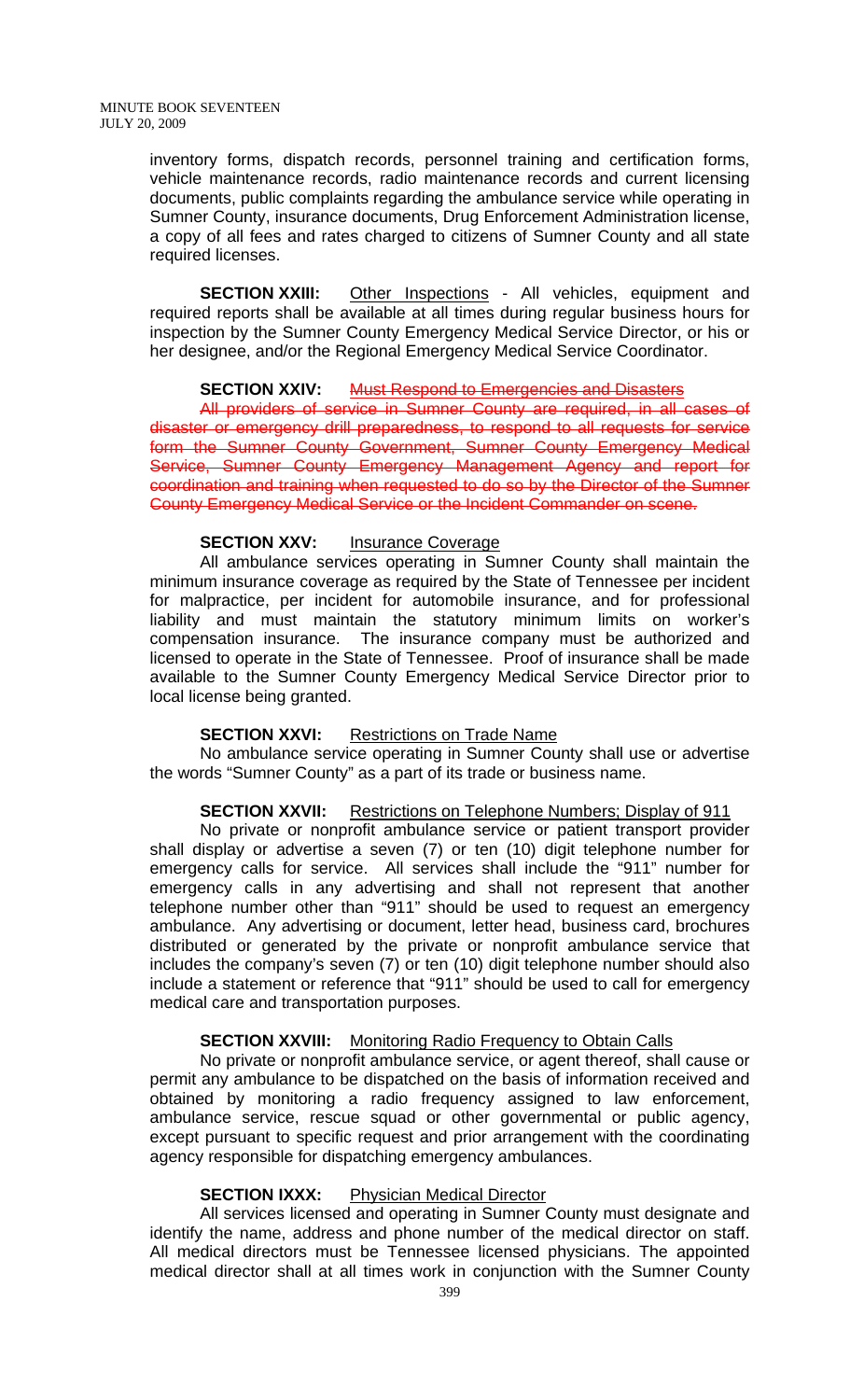inventory forms, dispatch records, personnel training and certification forms, vehicle maintenance records, radio maintenance records and current licensing documents, public complaints regarding the ambulance service while operating in Sumner County, insurance documents, Drug Enforcement Administration license, a copy of all fees and rates charged to citizens of Sumner County and all state required licenses.

**SECTION XXIII:** Other Inspections - All vehicles, equipment and required reports shall be available at all times during regular business hours for inspection by the Sumner County Emergency Medical Service Director, or his or her designee, and/or the Regional Emergency Medical Service Coordinator.

**SECTION XXIV:** ~~Must Respond to Emergencies and Disasters~~

~~All providers of service in Sumner County are required, in all cases of disaster or emergency drill preparedness, to respond to all requests for service form the Sumner County Government, Sumner County Emergency Medical Service, Sumner County Emergency Management Agency and report for coordination and training when requested to do so by the Director of the Sumner County Emergency Medical Service or the Incident Commander on scene.~~

**SECTION XXV:** Insurance Coverage

All ambulance services operating in Sumner County shall maintain the minimum insurance coverage as required by the State of Tennessee per incident for malpractice, per incident for automobile insurance, and for professional liability and must maintain the statutory minimum limits on worker's compensation insurance. The insurance company must be authorized and licensed to operate in the State of Tennessee. Proof of insurance shall be made available to the Sumner County Emergency Medical Service Director prior to local license being granted.

**SECTION XXVI:** Restrictions on Trade Name

No ambulance service operating in Sumner County shall use or advertise the words "Sumner County" as a part of its trade or business name.

**SECTION XXVII:** Restrictions on Telephone Numbers; Display of 911

No private or nonprofit ambulance service or patient transport provider shall display or advertise a seven (7) or ten (10) digit telephone number for emergency calls for service. All services shall include the "911" number for emergency calls in any advertising and shall not represent that another telephone number other than "911" should be used to request an emergency ambulance. Any advertising or document, letter head, business card, brochures distributed or generated by the private or nonprofit ambulance service that includes the company's seven (7) or ten (10) digit telephone number should also include a statement or reference that "911" should be used to call for emergency medical care and transportation purposes.

**SECTION XXVIII:** Monitoring Radio Frequency to Obtain Calls

No private or nonprofit ambulance service, or agent thereof, shall cause or permit any ambulance to be dispatched on the basis of information received and obtained by monitoring a radio frequency assigned to law enforcement, ambulance service, rescue squad or other governmental or public agency, except pursuant to specific request and prior arrangement with the coordinating agency responsible for dispatching emergency ambulances.

**SECTION IXXX:** Physician Medical Director

All services licensed and operating in Sumner County must designate and identify the name, address and phone number of the medical director on staff. All medical directors must be Tennessee licensed physicians. The appointed medical director shall at all times work in conjunction with the Sumner County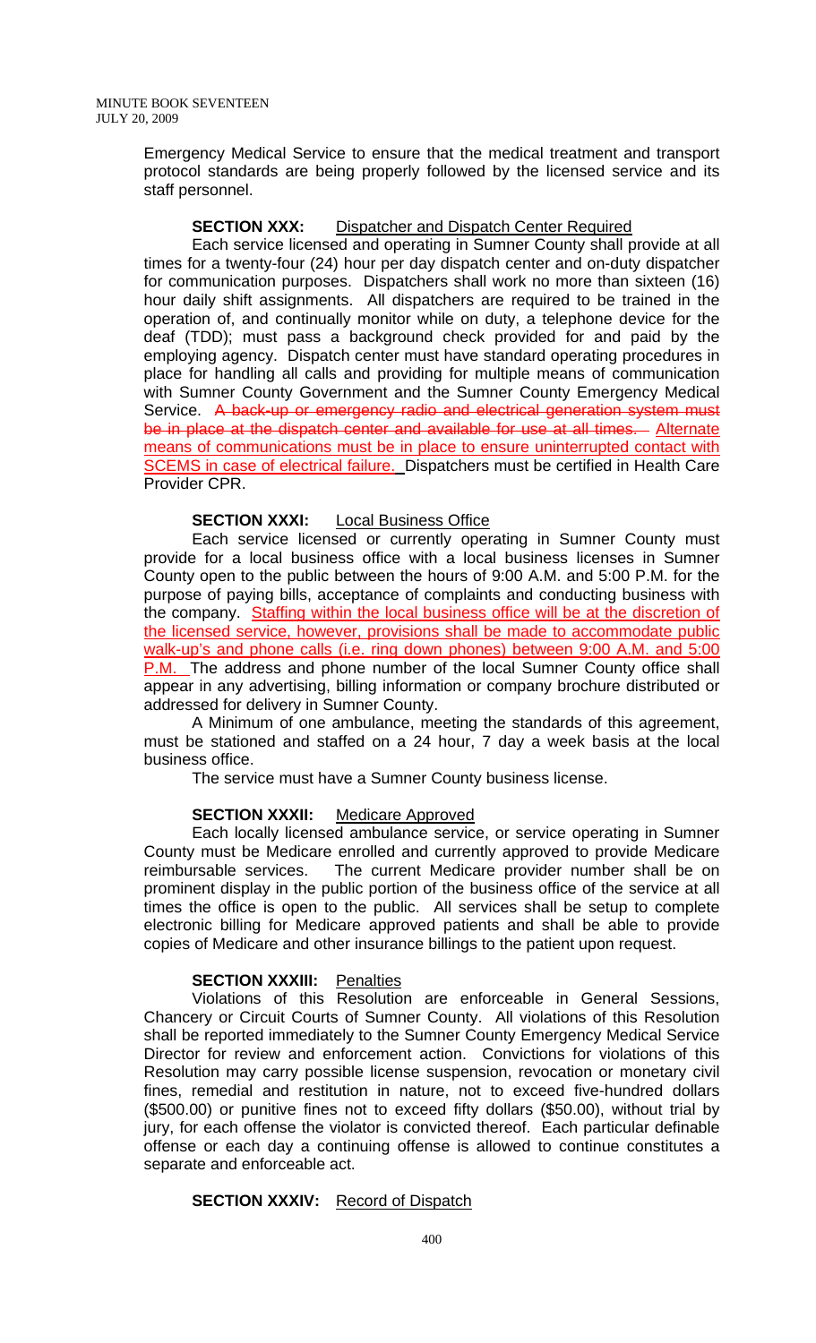Emergency Medical Service to ensure that the medical treatment and transport protocol standards are being properly followed by the licensed service and its staff personnel.

**SECTION XXX:** Dispatcher and Dispatch Center Required

Each service licensed and operating in Sumner County shall provide at all times for a twenty-four (24) hour per day dispatch center and on-duty dispatcher for communication purposes. Dispatchers shall work no more than sixteen (16) hour daily shift assignments. All dispatchers are required to be trained in the operation of, and continually monitor while on duty, a telephone device for the deaf (TDD); must pass a background check provided for and paid by the employing agency. Dispatch center must have standard operating procedures in place for handling all calls and providing for multiple means of communication with Sumner County Government and the Sumner County Emergency Medical Service. ~~A back-up or emergency radio and electrical generation system must be in place at the dispatch center and available for use at all times.~~ Alternate means of communications must be in place to ensure uninterrupted contact with SCEMS in case of electrical failure. Dispatchers must be certified in Health Care Provider CPR.

**SECTION XXXI:** Local Business Office

Each service licensed or currently operating in Sumner County must provide for a local business office with a local business licenses in Sumner County open to the public between the hours of 9:00 A.M. and 5:00 P.M. for the purpose of paying bills, acceptance of complaints and conducting business with the company. Staffing within the local business office will be at the discretion of the licensed service, however, provisions shall be made to accommodate public walk-up's and phone calls (i.e. ring down phones) between 9:00 A.M. and 5:00 P.M. The address and phone number of the local Sumner County office shall appear in any advertising, billing information or company brochure distributed or addressed for delivery in Sumner County.

A Minimum of one ambulance, meeting the standards of this agreement, must be stationed and staffed on a 24 hour, 7 day a week basis at the local business office.

The service must have a Sumner County business license.

**SECTION XXXII:** Medicare Approved

Each locally licensed ambulance service, or service operating in Sumner County must be Medicare enrolled and currently approved to provide Medicare reimbursable services. The current Medicare provider number shall be on prominent display in the public portion of the business office of the service at all times the office is open to the public. All services shall be setup to complete electronic billing for Medicare approved patients and shall be able to provide copies of Medicare and other insurance billings to the patient upon request.

**SECTION XXXIII:** Penalties

Violations of this Resolution are enforceable in General Sessions, Chancery or Circuit Courts of Sumner County. All violations of this Resolution shall be reported immediately to the Sumner County Emergency Medical Service Director for review and enforcement action. Convictions for violations of this Resolution may carry possible license suspension, revocation or monetary civil fines, remedial and restitution in nature, not to exceed five-hundred dollars ($500.00) or punitive fines not to exceed fifty dollars ($50.00), without trial by jury, for each offense the violator is convicted thereof. Each particular definable offense or each day a continuing offense is allowed to continue constitutes a separate and enforceable act.

**SECTION XXXIV:** Record of Dispatch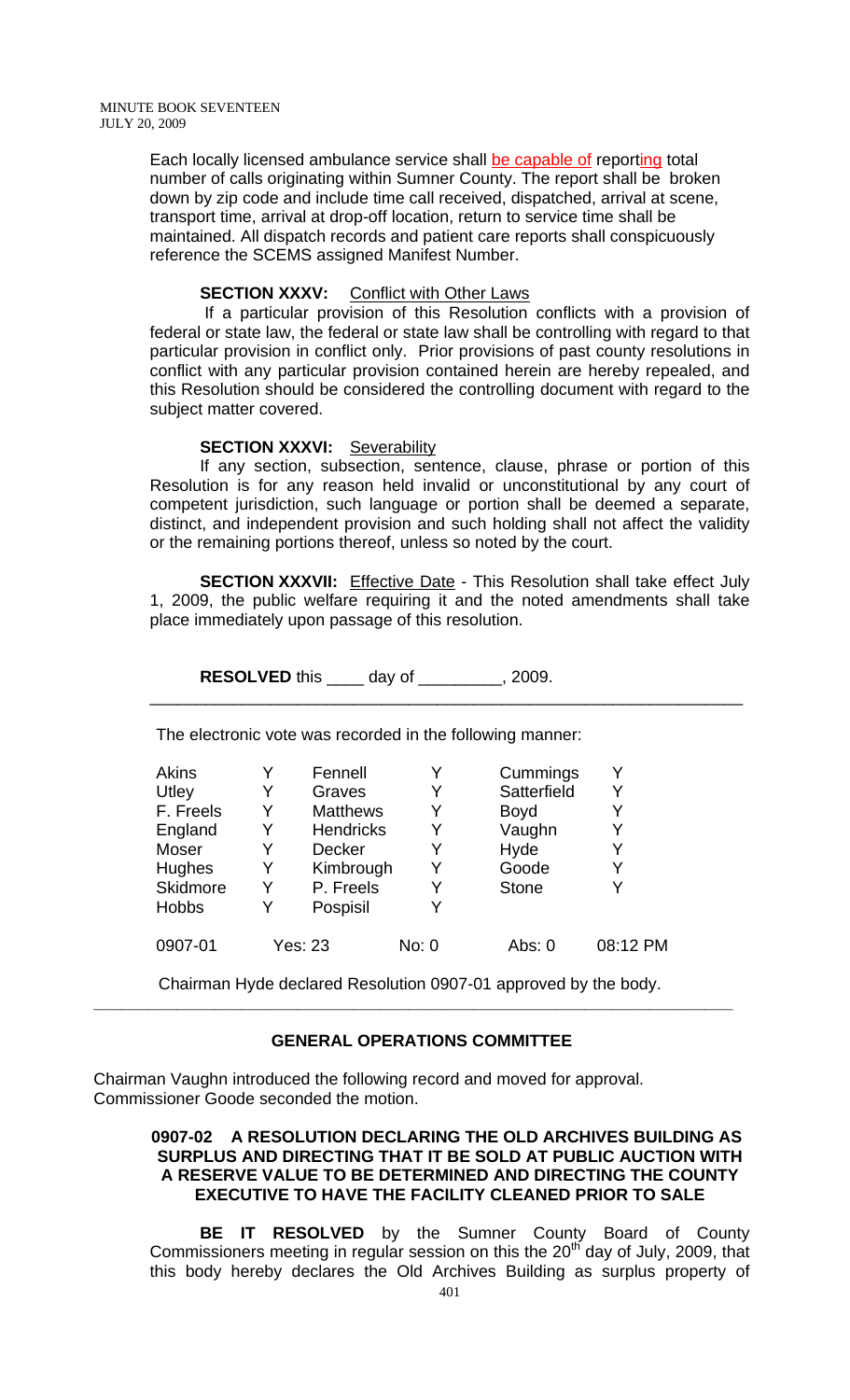Each locally licensed ambulance service shall be capable of reporting total number of calls originating within Sumner County. The report shall be broken down by zip code and include time call received, dispatched, arrival at scene, transport time, arrival at drop-off location, return to service time shall be maintained. All dispatch records and patient care reports shall conspicuously reference the SCEMS assigned Manifest Number.

**SECTION XXXV:** Conflict with Other Laws

If a particular provision of this Resolution conflicts with a provision of federal or state law, the federal or state law shall be controlling with regard to that particular provision in conflict only. Prior provisions of past county resolutions in conflict with any particular provision contained herein are hereby repealed, and this Resolution should be considered the controlling document with regard to the subject matter covered.

**SECTION XXXVI:** Severability

If any section, subsection, sentence, clause, phrase or portion of this Resolution is for any reason held invalid or unconstitutional by any court of competent jurisdiction, such language or portion shall be deemed a separate, distinct, and independent provision and such holding shall not affect the validity or the remaining portions thereof, unless so noted by the court.

**SECTION XXXVII:** Effective Date - This Resolution shall take effect July 1, 2009, the public welfare requiring it and the noted amendments shall take place immediately upon passage of this resolution.

**RESOLVED** this ____ day of _________, 2009.

---

The electronic vote was recorded in the following manner:

| | | | | | |
|---|---|---|---|---|---|
| Akins | Y | Fennell | Y | Cummings | Y |
| Utley | Y | Graves | Y | Satterfield | Y |
| F. Freels | Y | Matthews | Y | Boyd | Y |
| England | Y | Hendricks | Y | Vaughn | Y |
| Moser | Y | Decker | Y | Hyde | Y |
| Hughes | Y | Kimbrough | Y | Goode | Y |
| Skidmore | Y | P. Freels | Y | Stone | Y |
| Hobbs | Y | Pospisil | Y | | |

0907-01 Yes: 23 No: 0 Abs: 0 08:12 PM

Chairman Hyde declared Resolution 0907-01 approved by the body.

---

## GENERAL OPERATIONS COMMITTEE

Chairman Vaughn introduced the following record and moved for approval. Commissioner Goode seconded the motion.

### 0907-02 A RESOLUTION DECLARING THE OLD ARCHIVES BUILDING AS SURPLUS AND DIRECTING THAT IT BE SOLD AT PUBLIC AUCTION WITH A RESERVE VALUE TO BE DETERMINED AND DIRECTING THE COUNTY EXECUTIVE TO HAVE THE FACILITY CLEANED PRIOR TO SALE

**BE IT RESOLVED** by the Sumner County Board of County Commissioners meeting in regular session on this the 20th day of July, 2009, that this body hereby declares the Old Archives Building as surplus property of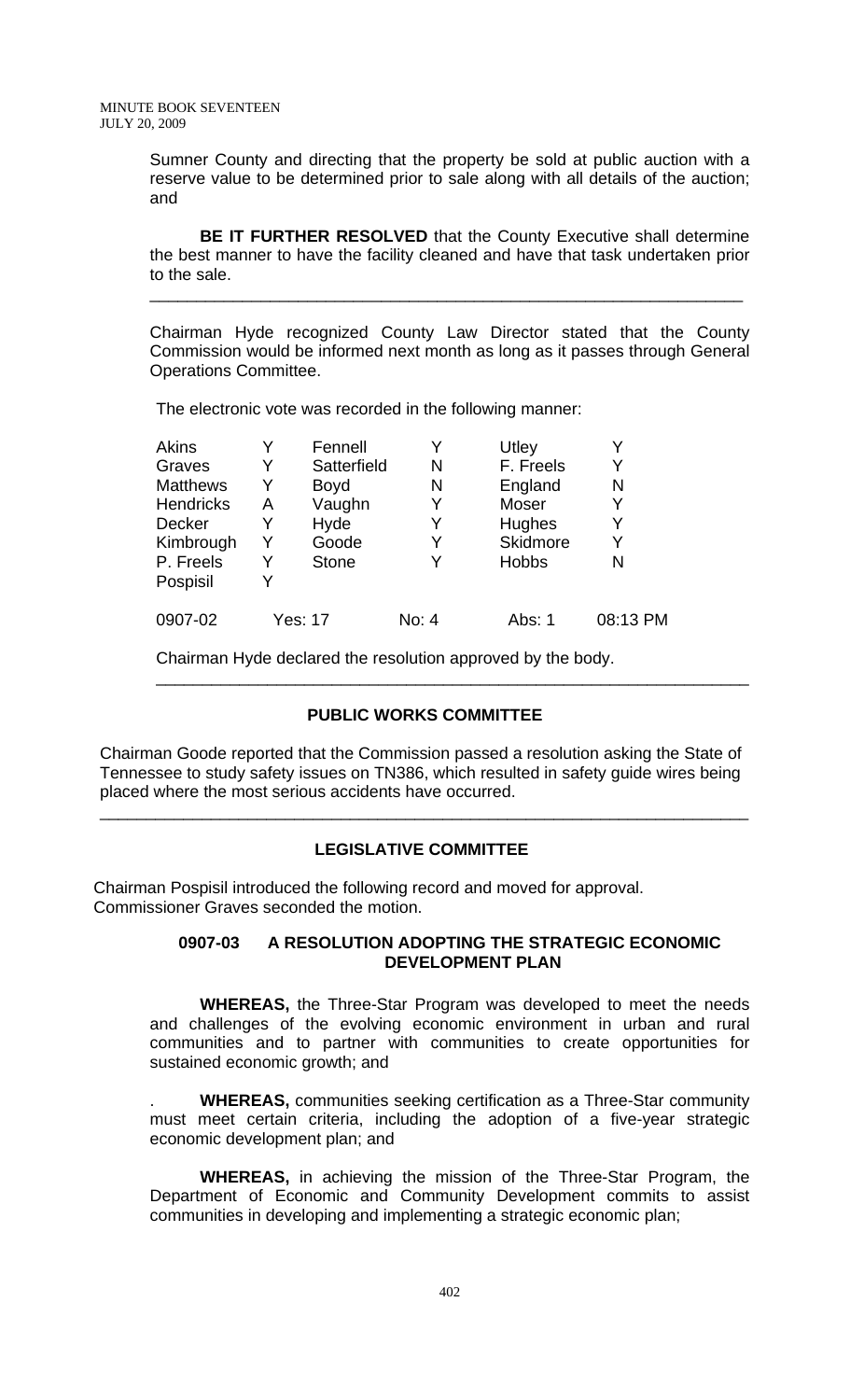Sumner County and directing that the property be sold at public auction with a reserve value to be determined prior to sale along with all details of the auction; and

**BE IT FURTHER RESOLVED** that the County Executive shall determine the best manner to have the facility cleaned and have that task undertaken prior to the sale.

---

Chairman Hyde recognized County Law Director stated that the County Commission would be informed next month as long as it passes through General Operations Committee.

The electronic vote was recorded in the following manner:

| | | | | | |
|---|---|---|---|---|---|
| Akins | Y | Fennell | Y | Utley | Y |
| Graves | Y | Satterfield | N | F. Freels | Y |
| Matthews | Y | Boyd | N | England | N |
| Hendricks | A | Vaughn | Y | Moser | Y |
| Decker | Y | Hyde | Y | Hughes | Y |
| Kimbrough | Y | Goode | Y | Skidmore | Y |
| P. Freels | Y | Stone | Y | Hobbs | N |
| Pospisil | Y | | | | |
| 0907-02 | | Yes: 17 | No: 4 | Abs: 1 | 08:13 PM |

Chairman Hyde declared the resolution approved by the body.

---

## PUBLIC WORKS COMMITTEE

Chairman Goode reported that the Commission passed a resolution asking the State of Tennessee to study safety issues on TN386, which resulted in safety guide wires being placed where the most serious accidents have occurred.

---

## LEGISLATIVE COMMITTEE

Chairman Pospisil introduced the following record and moved for approval. Commissioner Graves seconded the motion.

### 0907-03 A RESOLUTION ADOPTING THE STRATEGIC ECONOMIC DEVELOPMENT PLAN

**WHEREAS,** the Three-Star Program was developed to meet the needs and challenges of the evolving economic environment in urban and rural communities and to partner with communities to create opportunities for sustained economic growth; and

. **WHEREAS,** communities seeking certification as a Three-Star community must meet certain criteria, including the adoption of a five-year strategic economic development plan; and

**WHEREAS,** in achieving the mission of the Three-Star Program, the Department of Economic and Community Development commits to assist communities in developing and implementing a strategic economic plan;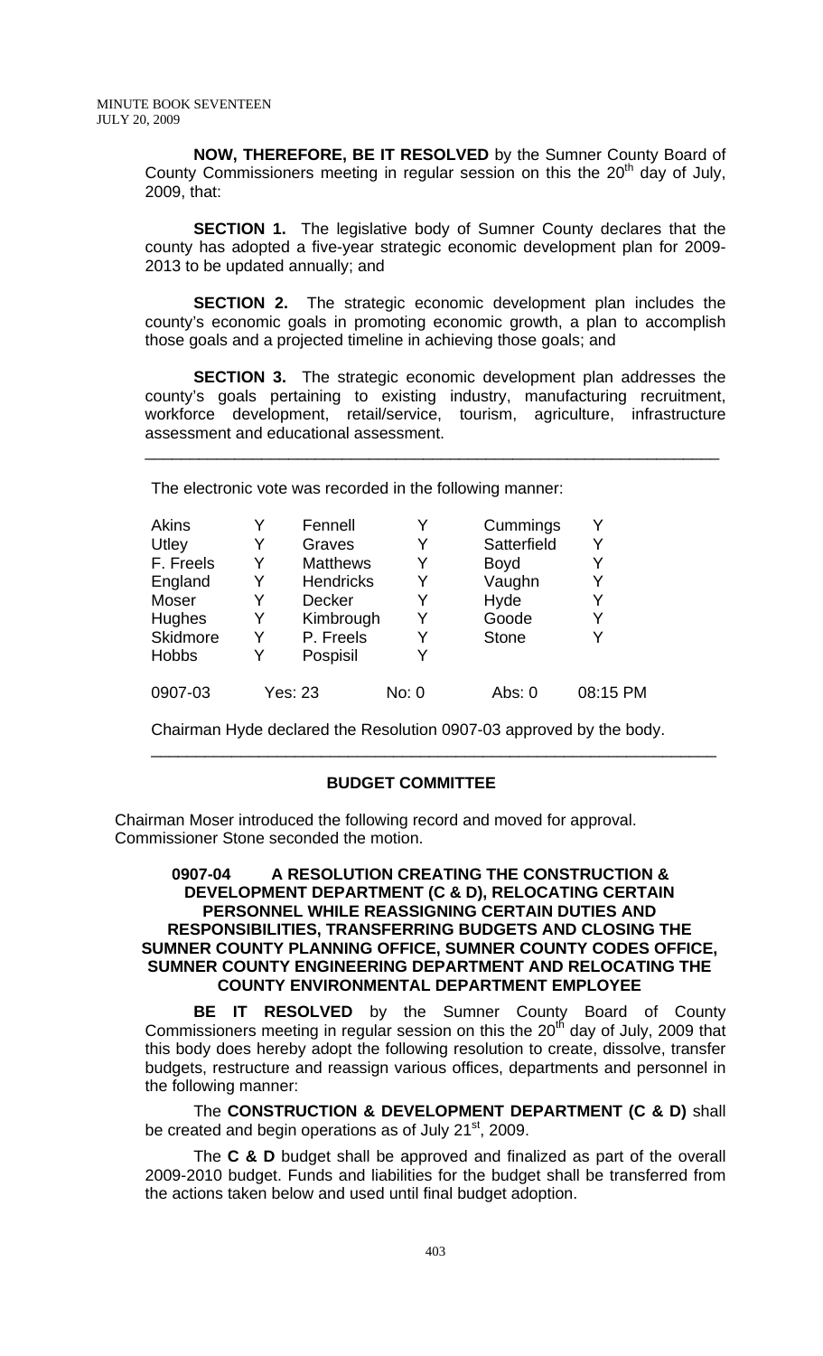**NOW, THEREFORE, BE IT RESOLVED** by the Sumner County Board of County Commissioners meeting in regular session on this the 20th day of July, 2009, that:

**SECTION 1.** The legislative body of Sumner County declares that the county has adopted a five-year strategic economic development plan for 2009-2013 to be updated annually; and

**SECTION 2.** The strategic economic development plan includes the county's economic goals in promoting economic growth, a plan to accomplish those goals and a projected timeline in achieving those goals; and

**SECTION 3.** The strategic economic development plan addresses the county's goals pertaining to existing industry, manufacturing recruitment, workforce development, retail/service, tourism, agriculture, infrastructure assessment and educational assessment.

---

The electronic vote was recorded in the following manner:

| | | | | | |
|---|---|---|---|---|---|
| Akins | Y | Fennell | Y | Cummings | Y |
| Utley | Y | Graves | Y | Satterfield | Y |
| F. Freels | Y | Matthews | Y | Boyd | Y |
| England | Y | Hendricks | Y | Vaughn | Y |
| Moser | Y | Decker | Y | Hyde | Y |
| Hughes | Y | Kimbrough | Y | Goode | Y |
| Skidmore | Y | P. Freels | Y | Stone | Y |
| Hobbs | Y | Pospisil | Y | | |
| 0907-03 | Yes: 23 | | No: 0 | Abs: 0 | 08:15 PM |

Chairman Hyde declared the Resolution 0907-03 approved by the body.

---

## BUDGET COMMITTEE

Chairman Moser introduced the following record and moved for approval. Commissioner Stone seconded the motion.

**0907-04 A RESOLUTION CREATING THE CONSTRUCTION & DEVELOPMENT DEPARTMENT (C & D), RELOCATING CERTAIN PERSONNEL WHILE REASSIGNING CERTAIN DUTIES AND RESPONSIBILITIES, TRANSFERRING BUDGETS AND CLOSING THE SUMNER COUNTY PLANNING OFFICE, SUMNER COUNTY CODES OFFICE, SUMNER COUNTY ENGINEERING DEPARTMENT AND RELOCATING THE COUNTY ENVIRONMENTAL DEPARTMENT EMPLOYEE**

**BE IT RESOLVED** by the Sumner County Board of County Commissioners meeting in regular session on this the 20th day of July, 2009 that this body does hereby adopt the following resolution to create, dissolve, transfer budgets, restructure and reassign various offices, departments and personnel in the following manner:

The **CONSTRUCTION & DEVELOPMENT DEPARTMENT (C & D)** shall be created and begin operations as of July 21st, 2009.

The **C & D** budget shall be approved and finalized as part of the overall 2009-2010 budget. Funds and liabilities for the budget shall be transferred from the actions taken below and used until final budget adoption.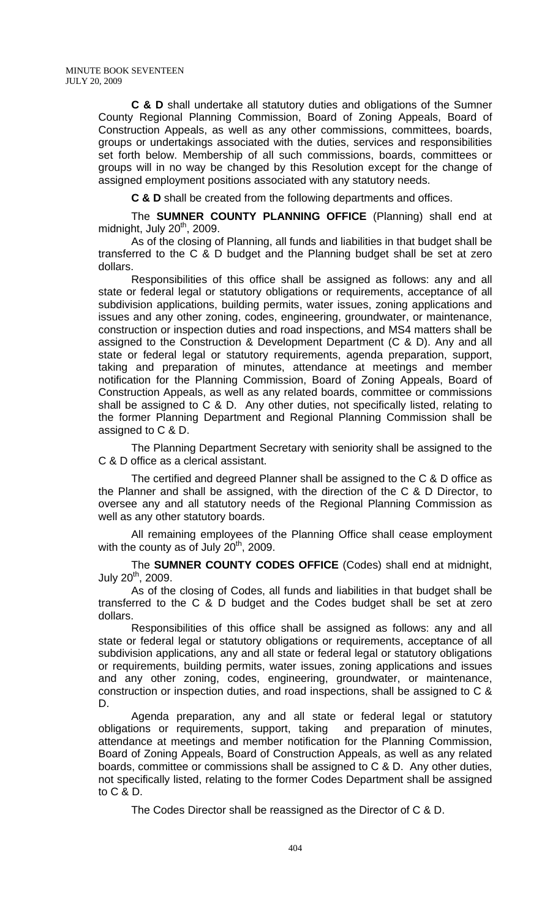**C & D** shall undertake all statutory duties and obligations of the Sumner County Regional Planning Commission, Board of Zoning Appeals, Board of Construction Appeals, as well as any other commissions, committees, boards, groups or undertakings associated with the duties, services and responsibilities set forth below. Membership of all such commissions, boards, committees or groups will in no way be changed by this Resolution except for the change of assigned employment positions associated with any statutory needs.

**C & D** shall be created from the following departments and offices.

The **SUMNER COUNTY PLANNING OFFICE** (Planning) shall end at midnight, July 20th, 2009.

As of the closing of Planning, all funds and liabilities in that budget shall be transferred to the C & D budget and the Planning budget shall be set at zero dollars.

Responsibilities of this office shall be assigned as follows: any and all state or federal legal or statutory obligations or requirements, acceptance of all subdivision applications, building permits, water issues, zoning applications and issues and any other zoning, codes, engineering, groundwater, or maintenance, construction or inspection duties and road inspections, and MS4 matters shall be assigned to the Construction & Development Department (C & D). Any and all state or federal legal or statutory requirements, agenda preparation, support, taking and preparation of minutes, attendance at meetings and member notification for the Planning Commission, Board of Zoning Appeals, Board of Construction Appeals, as well as any related boards, committee or commissions shall be assigned to C & D. Any other duties, not specifically listed, relating to the former Planning Department and Regional Planning Commission shall be assigned to C & D.

The Planning Department Secretary with seniority shall be assigned to the C & D office as a clerical assistant.

The certified and degreed Planner shall be assigned to the C & D office as the Planner and shall be assigned, with the direction of the C & D Director, to oversee any and all statutory needs of the Regional Planning Commission as well as any other statutory boards.

All remaining employees of the Planning Office shall cease employment with the county as of July 20th, 2009.

The **SUMNER COUNTY CODES OFFICE** (Codes) shall end at midnight, July 20th, 2009.

As of the closing of Codes, all funds and liabilities in that budget shall be transferred to the C & D budget and the Codes budget shall be set at zero dollars.

Responsibilities of this office shall be assigned as follows: any and all state or federal legal or statutory obligations or requirements, acceptance of all subdivision applications, any and all state or federal legal or statutory obligations or requirements, building permits, water issues, zoning applications and issues and any other zoning, codes, engineering, groundwater, or maintenance, construction or inspection duties, and road inspections, shall be assigned to C & D.

Agenda preparation, any and all state or federal legal or statutory obligations or requirements, support, taking and preparation of minutes, attendance at meetings and member notification for the Planning Commission, Board of Zoning Appeals, Board of Construction Appeals, as well as any related boards, committee or commissions shall be assigned to C & D. Any other duties, not specifically listed, relating to the former Codes Department shall be assigned to C & D.

The Codes Director shall be reassigned as the Director of C & D.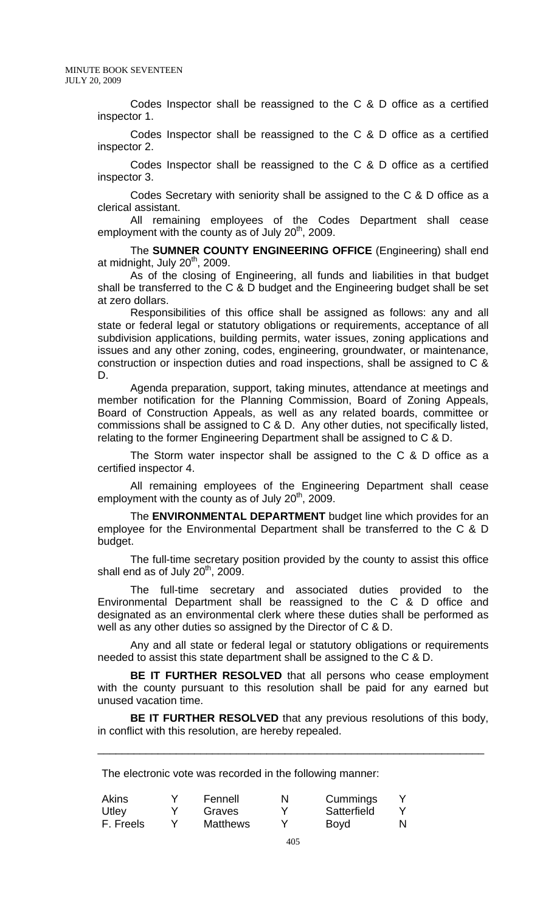Codes Inspector shall be reassigned to the C & D office as a certified inspector 1.

Codes Inspector shall be reassigned to the C & D office as a certified inspector 2.

Codes Inspector shall be reassigned to the C & D office as a certified inspector 3.

Codes Secretary with seniority shall be assigned to the C & D office as a clerical assistant.

All remaining employees of the Codes Department shall cease employment with the county as of July 20th, 2009.

The **SUMNER COUNTY ENGINEERING OFFICE** (Engineering) shall end at midnight, July 20th, 2009.

As of the closing of Engineering, all funds and liabilities in that budget shall be transferred to the C & D budget and the Engineering budget shall be set at zero dollars.

Responsibilities of this office shall be assigned as follows: any and all state or federal legal or statutory obligations or requirements, acceptance of all subdivision applications, building permits, water issues, zoning applications and issues and any other zoning, codes, engineering, groundwater, or maintenance, construction or inspection duties and road inspections, shall be assigned to C & D.

Agenda preparation, support, taking minutes, attendance at meetings and member notification for the Planning Commission, Board of Zoning Appeals, Board of Construction Appeals, as well as any related boards, committee or commissions shall be assigned to C & D. Any other duties, not specifically listed, relating to the former Engineering Department shall be assigned to C & D.

The Storm water inspector shall be assigned to the C & D office as a certified inspector 4.

All remaining employees of the Engineering Department shall cease employment with the county as of July 20th, 2009.

The **ENVIRONMENTAL DEPARTMENT** budget line which provides for an employee for the Environmental Department shall be transferred to the C & D budget.

The full-time secretary position provided by the county to assist this office shall end as of July 20th, 2009.

The full-time secretary and associated duties provided to the Environmental Department shall be reassigned to the C & D office and designated as an environmental clerk where these duties shall be performed as well as any other duties so assigned by the Director of C & D.

Any and all state or federal legal or statutory obligations or requirements needed to assist this state department shall be assigned to the C & D.

**BE IT FURTHER RESOLVED** that all persons who cease employment with the county pursuant to this resolution shall be paid for any earned but unused vacation time.

**BE IT FURTHER RESOLVED** that any previous resolutions of this body, in conflict with this resolution, are hereby repealed.

---

The electronic vote was recorded in the following manner:

| | | | | | |
|---|---|---|---|---|---|
| Akins | Y | Fennell | N | Cummings | Y |
| Utley | Y | Graves | Y | Satterfield | Y |
| F. Freels | Y | Matthews | Y | Boyd | N |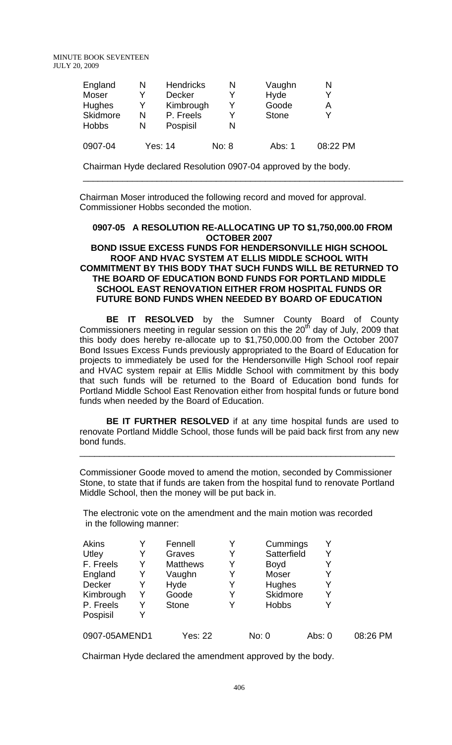| England | N | Hendricks | N | Vaughn | N |
|---|---|---|---|---|---|
| Moser | Y | Decker | Y | Hyde | Y |
| Hughes | Y | Kimbrough | Y | Goode | A |
| Skidmore | N | P. Freels | Y | Stone | Y |
| Hobbs | N | Pospisil | N | | |

| 0907-04 | Yes: 14 | No: 8 | Abs: 1 | 08:22 PM |
|---|---|---|---|---|

Chairman Hyde declared Resolution 0907-04 approved by the body.

---

Chairman Moser introduced the following record and moved for approval. Commissioner Hobbs seconded the motion.

**0907-05 A RESOLUTION RE-ALLOCATING UP TO $1,750,000.00 FROM OCTOBER 2007 BOND ISSUE EXCESS FUNDS FOR HENDERSONVILLE HIGH SCHOOL ROOF AND HVAC SYSTEM AT ELLIS MIDDLE SCHOOL WITH COMMITMENT BY THIS BODY THAT SUCH FUNDS WILL BE RETURNED TO THE BOARD OF EDUCATION BOND FUNDS FOR PORTLAND MIDDLE SCHOOL EAST RENOVATION EITHER FROM HOSPITAL FUNDS OR FUTURE BOND FUNDS WHEN NEEDED BY BOARD OF EDUCATION**

**BE IT RESOLVED** by the Sumner County Board of County Commissioners meeting in regular session on this the 20th day of July, 2009 that this body does hereby re-allocate up to $1,750,000.00 from the October 2007 Bond Issues Excess Funds previously appropriated to the Board of Education for projects to immediately be used for the Hendersonville High School roof repair and HVAC system repair at Ellis Middle School with commitment by this body that such funds will be returned to the Board of Education bond funds for Portland Middle School East Renovation either from hospital funds or future bond funds when needed by the Board of Education.

**BE IT FURTHER RESOLVED** if at any time hospital funds are used to renovate Portland Middle School, those funds will be paid back first from any new bond funds.

---

Commissioner Goode moved to amend the motion, seconded by Commissioner Stone, to state that if funds are taken from the hospital fund to renovate Portland Middle School, then the money will be put back in.

The electronic vote on the amendment and the main motion was recorded in the following manner:

| Akins | Y | Fennell | Y | Cummings | Y |
|---|---|---|---|---|---|
| Utley | Y | Graves | Y | Satterfield | Y |
| F. Freels | Y | Matthews | Y | Boyd | Y |
| England | Y | Vaughn | Y | Moser | Y |
| Decker | Y | Hyde | Y | Hughes | Y |
| Kimbrough | Y | Goode | Y | Skidmore | Y |
| P. Freels | Y | Stone | Y | Hobbs | Y |
| Pospisil | Y | | | | |

| 0907-05AMEND1 | Yes: 22 | No: 0 | Abs: 0 | 08:26 PM |
|---|---|---|---|---|

Chairman Hyde declared the amendment approved by the body.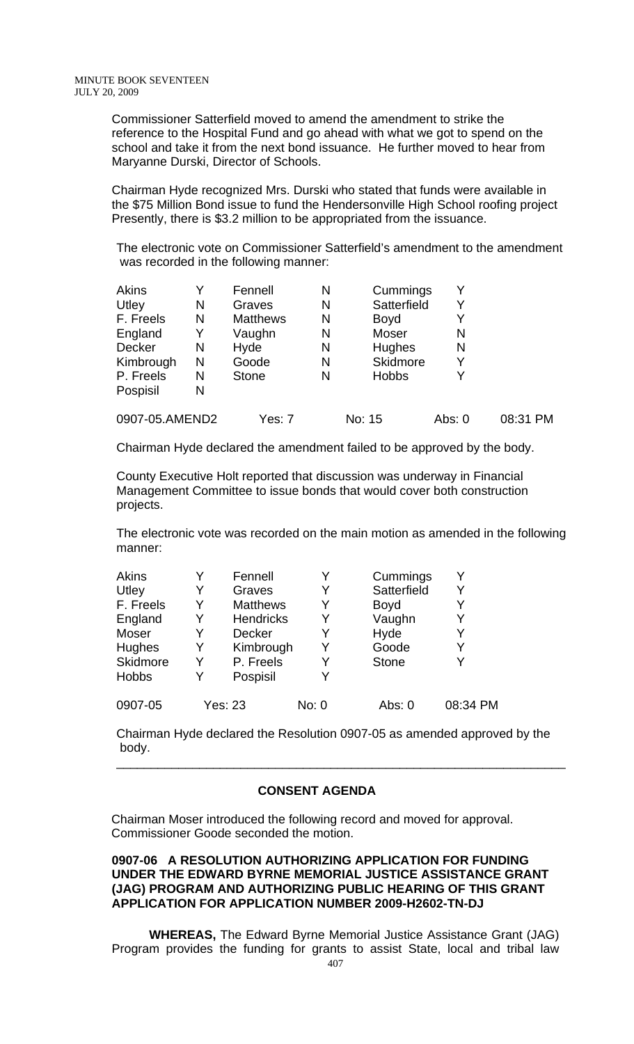Commissioner Satterfield moved to amend the amendment to strike the reference to the Hospital Fund and go ahead with what we got to spend on the school and take it from the next bond issuance. He further moved to hear from Maryanne Durski, Director of Schools.

Chairman Hyde recognized Mrs. Durski who stated that funds were available in the $75 Million Bond issue to fund the Hendersonville High School roofing project Presently, there is $3.2 million to be appropriated from the issuance.

The electronic vote on Commissioner Satterfield's amendment to the amendment was recorded in the following manner:

| | | | | | |
|---|---|---|---|---|---|
| Akins | Y | Fennell | N | Cummings | Y |
| Utley | N | Graves | N | Satterfield | Y |
| F. Freels | N | Matthews | N | Boyd | Y |
| England | Y | Vaughn | N | Moser | N |
| Decker | N | Hyde | N | Hughes | N |
| Kimbrough | N | Goode | N | Skidmore | Y |
| P. Freels | N | Stone | N | Hobbs | Y |
| Pospisil | N | | | | |

0907-05.AMEND2 Yes: 7 No: 15 Abs: 0 08:31 PM

Chairman Hyde declared the amendment failed to be approved by the body.

County Executive Holt reported that discussion was underway in Financial Management Committee to issue bonds that would cover both construction projects.

The electronic vote was recorded on the main motion as amended in the following manner:

| | | | | | |
|---|---|---|---|---|---|
| Akins | Y | Fennell | Y | Cummings | Y |
| Utley | Y | Graves | Y | Satterfield | Y |
| F. Freels | Y | Matthews | Y | Boyd | Y |
| England | Y | Hendricks | Y | Vaughn | Y |
| Moser | Y | Decker | Y | Hyde | Y |
| Hughes | Y | Kimbrough | Y | Goode | Y |
| Skidmore | Y | P. Freels | Y | Stone | Y |
| Hobbs | Y | Pospisil | Y | | |

0907-05 Yes: 23 No: 0 Abs: 0 08:34 PM

Chairman Hyde declared the Resolution 0907-05 as amended approved by the body.

---

## CONSENT AGENDA

Chairman Moser introduced the following record and moved for approval. Commissioner Goode seconded the motion.

**0907-06 A RESOLUTION AUTHORIZING APPLICATION FOR FUNDING UNDER THE EDWARD BYRNE MEMORIAL JUSTICE ASSISTANCE GRANT (JAG) PROGRAM AND AUTHORIZING PUBLIC HEARING OF THIS GRANT APPLICATION FOR APPLICATION NUMBER 2009-H2602-TN-DJ**

**WHEREAS,** The Edward Byrne Memorial Justice Assistance Grant (JAG) Program provides the funding for grants to assist State, local and tribal law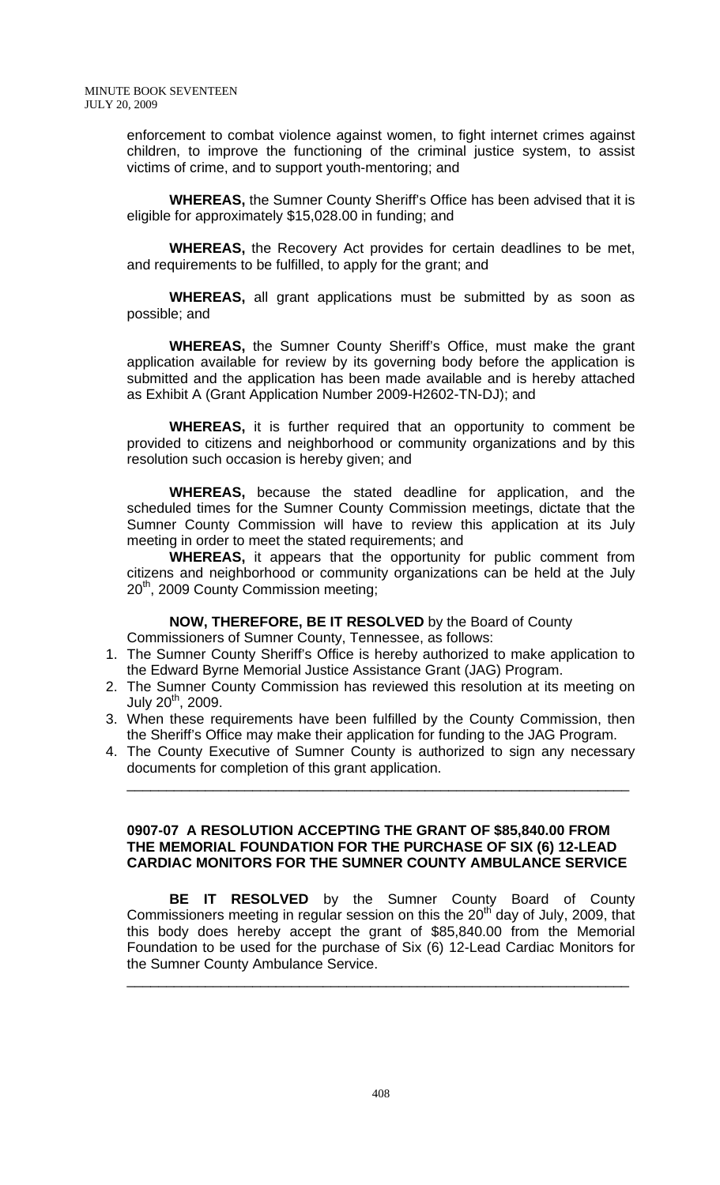enforcement to combat violence against women, to fight internet crimes against children, to improve the functioning of the criminal justice system, to assist victims of crime, and to support youth-mentoring; and

**WHEREAS,** the Sumner County Sheriff's Office has been advised that it is eligible for approximately $15,028.00 in funding; and

**WHEREAS,** the Recovery Act provides for certain deadlines to be met, and requirements to be fulfilled, to apply for the grant; and

**WHEREAS,** all grant applications must be submitted by as soon as possible; and

**WHEREAS,** the Sumner County Sheriff's Office, must make the grant application available for review by its governing body before the application is submitted and the application has been made available and is hereby attached as Exhibit A (Grant Application Number 2009-H2602-TN-DJ); and

**WHEREAS,** it is further required that an opportunity to comment be provided to citizens and neighborhood or community organizations and by this resolution such occasion is hereby given; and

**WHEREAS,** because the stated deadline for application, and the scheduled times for the Sumner County Commission meetings, dictate that the Sumner County Commission will have to review this application at its July meeting in order to meet the stated requirements; and

**WHEREAS,** it appears that the opportunity for public comment from citizens and neighborhood or community organizations can be held at the July 20th, 2009 County Commission meeting;

**NOW, THEREFORE, BE IT RESOLVED** by the Board of County Commissioners of Sumner County, Tennessee, as follows:

1. The Sumner County Sheriff's Office is hereby authorized to make application to the Edward Byrne Memorial Justice Assistance Grant (JAG) Program.
2. The Sumner County Commission has reviewed this resolution at its meeting on July 20th, 2009.
3. When these requirements have been fulfilled by the County Commission, then the Sheriff's Office may make their application for funding to the JAG Program.
4. The County Executive of Sumner County is authorized to sign any necessary documents for completion of this grant application.

---

**0907-07 A RESOLUTION ACCEPTING THE GRANT OF $85,840.00 FROM THE MEMORIAL FOUNDATION FOR THE PURCHASE OF SIX (6) 12-LEAD CARDIAC MONITORS FOR THE SUMNER COUNTY AMBULANCE SERVICE**

**BE IT RESOLVED** by the Sumner County Board of County Commissioners meeting in regular session on this the 20th day of July, 2009, that this body does hereby accept the grant of $85,840.00 from the Memorial Foundation to be used for the purchase of Six (6) 12-Lead Cardiac Monitors for the Sumner County Ambulance Service.

---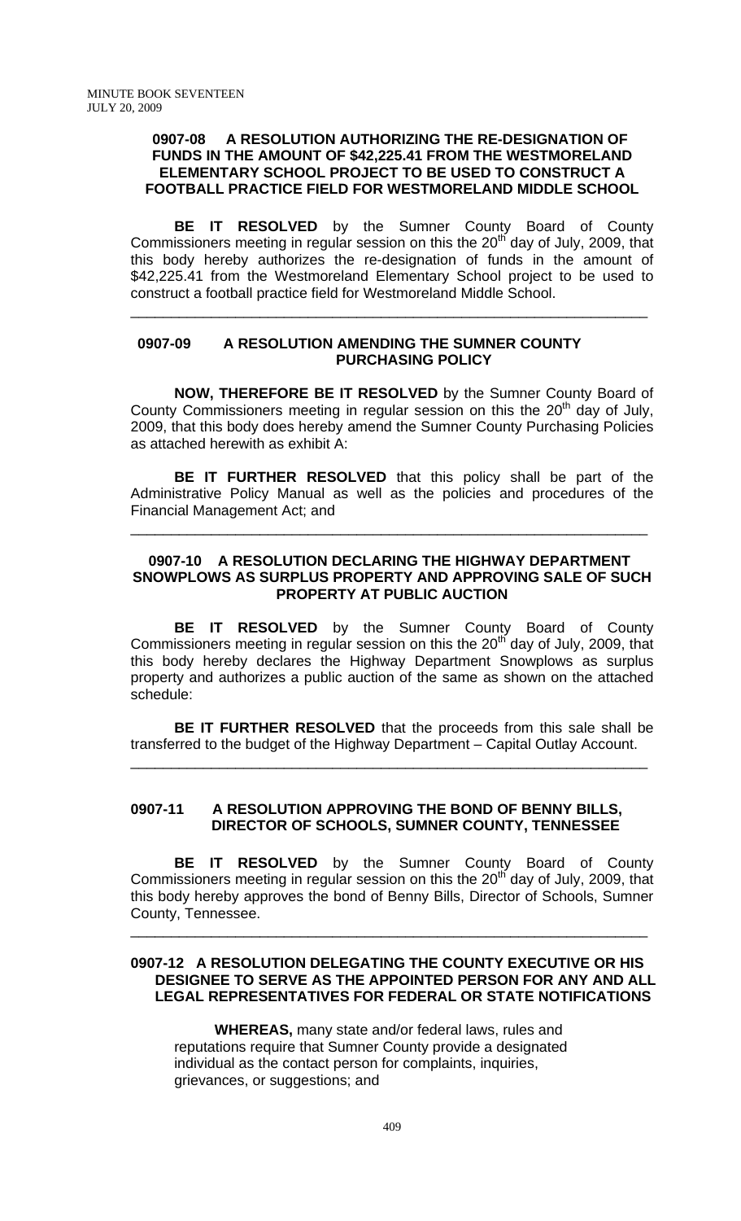**0907-08 A RESOLUTION AUTHORIZING THE RE-DESIGNATION OF FUNDS IN THE AMOUNT OF $42,225.41 FROM THE WESTMORELAND ELEMENTARY SCHOOL PROJECT TO BE USED TO CONSTRUCT A FOOTBALL PRACTICE FIELD FOR WESTMORELAND MIDDLE SCHOOL**

**BE IT RESOLVED** by the Sumner County Board of County Commissioners meeting in regular session on this the 20th day of July, 2009, that this body hereby authorizes the re-designation of funds in the amount of $42,225.41 from the Westmoreland Elementary School project to be used to construct a football practice field for Westmoreland Middle School.

---

**0907-09 A RESOLUTION AMENDING THE SUMNER COUNTY PURCHASING POLICY**

**NOW, THEREFORE BE IT RESOLVED** by the Sumner County Board of County Commissioners meeting in regular session on this the 20th day of July, 2009, that this body does hereby amend the Sumner County Purchasing Policies as attached herewith as exhibit A:

**BE IT FURTHER RESOLVED** that this policy shall be part of the Administrative Policy Manual as well as the policies and procedures of the Financial Management Act; and

---

**0907-10 A RESOLUTION DECLARING THE HIGHWAY DEPARTMENT SNOWPLOWS AS SURPLUS PROPERTY AND APPROVING SALE OF SUCH PROPERTY AT PUBLIC AUCTION**

**BE IT RESOLVED** by the Sumner County Board of County Commissioners meeting in regular session on this the 20th day of July, 2009, that this body hereby declares the Highway Department Snowplows as surplus property and authorizes a public auction of the same as shown on the attached schedule:

**BE IT FURTHER RESOLVED** that the proceeds from this sale shall be transferred to the budget of the Highway Department – Capital Outlay Account.

---

**0907-11 A RESOLUTION APPROVING THE BOND OF BENNY BILLS, DIRECTOR OF SCHOOLS, SUMNER COUNTY, TENNESSEE**

**BE IT RESOLVED** by the Sumner County Board of County Commissioners meeting in regular session on this the 20th day of July, 2009, that this body hereby approves the bond of Benny Bills, Director of Schools, Sumner County, Tennessee.

---

**0907-12 A RESOLUTION DELEGATING THE COUNTY EXECUTIVE OR HIS DESIGNEE TO SERVE AS THE APPOINTED PERSON FOR ANY AND ALL LEGAL REPRESENTATIVES FOR FEDERAL OR STATE NOTIFICATIONS**

**WHEREAS,** many state and/or federal laws, rules and reputations require that Sumner County provide a designated individual as the contact person for complaints, inquiries, grievances, or suggestions; and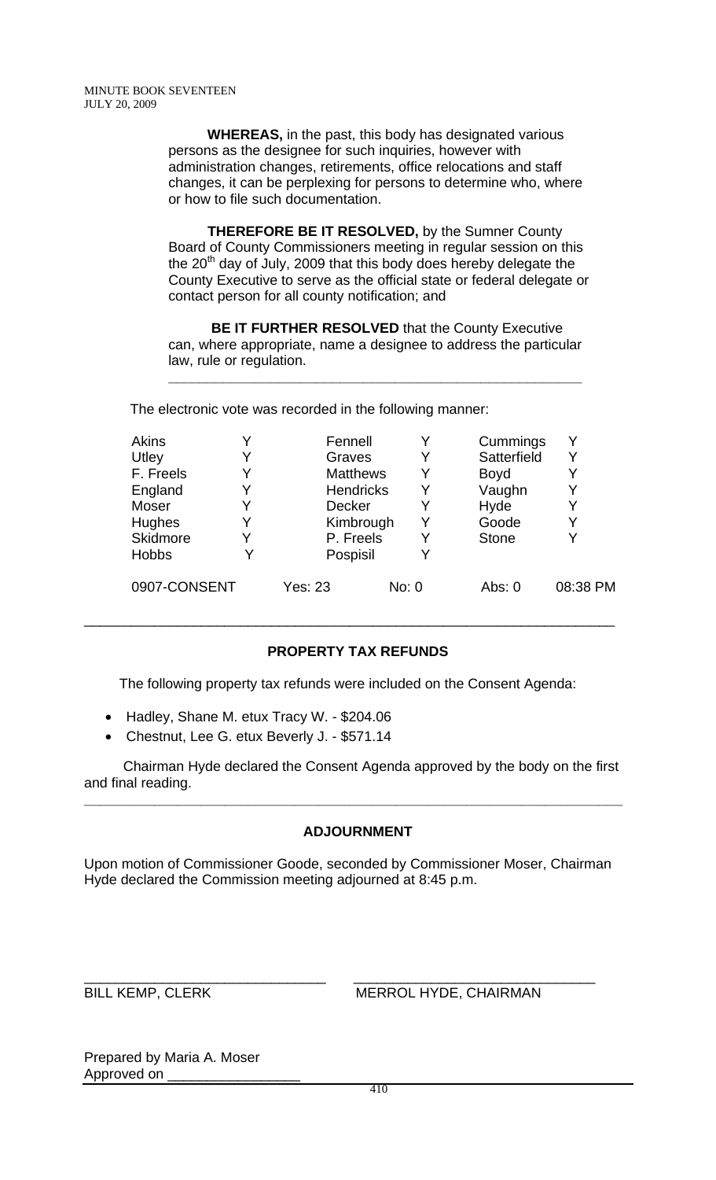**WHEREAS,** in the past, this body has designated various persons as the designee for such inquiries, however with administration changes, retirements, office relocations and staff changes, it can be perplexing for persons to determine who, where or how to file such documentation.

**THEREFORE BE IT RESOLVED,** by the Sumner County Board of County Commissioners meeting in regular session on this the 20th day of July, 2009 that this body does hereby delegate the County Executive to serve as the official state or federal delegate or contact person for all county notification; and

**BE IT FURTHER RESOLVED** that the County Executive can, where appropriate, name a designee to address the particular law, rule or regulation.

---

The electronic vote was recorded in the following manner:

| | | | | | |
|---|---|---|---|---|---|
| Akins | Y | Fennell | Y | Cummings | Y |
| Utley | Y | Graves | Y | Satterfield | Y |
| F. Freels | Y | Matthews | Y | Boyd | Y |
| England | Y | Hendricks | Y | Vaughn | Y |
| Moser | Y | Decker | Y | Hyde | Y |
| Hughes | Y | Kimbrough | Y | Goode | Y |
| Skidmore | Y | P. Freels | Y | Stone | Y |
| Hobbs | Y | Pospisil | Y | | |

0907-CONSENT Yes: 23 No: 0 Abs: 0 08:38 PM

---

## PROPERTY TAX REFUNDS

The following property tax refunds were included on the Consent Agenda:

- Hadley, Shane M. etux Tracy W. - $204.06
- Chestnut, Lee G. etux Beverly J. - $571.14

Chairman Hyde declared the Consent Agenda approved by the body on the first and final reading.

---

## ADJOURNMENT

Upon motion of Commissioner Goode, seconded by Commissioner Moser, Chairman Hyde declared the Commission meeting adjourned at 8:45 p.m.

\_\_\_\_\_\_\_\_\_\_\_\_\_\_\_\_\_\_\_\_\_\_\_\_\_\_\_\_\_\_ \_\_\_\_\_\_\_\_\_\_\_\_\_\_\_\_\_\_\_\_\_\_\_\_\_\_\_\_\_\_

BILL KEMP, CLERK MERROL HYDE, CHAIRMAN

Prepared by Maria A. Moser
Approved on \_\_\_\_\_\_\_\_\_\_\_\_\_\_\_\_\_